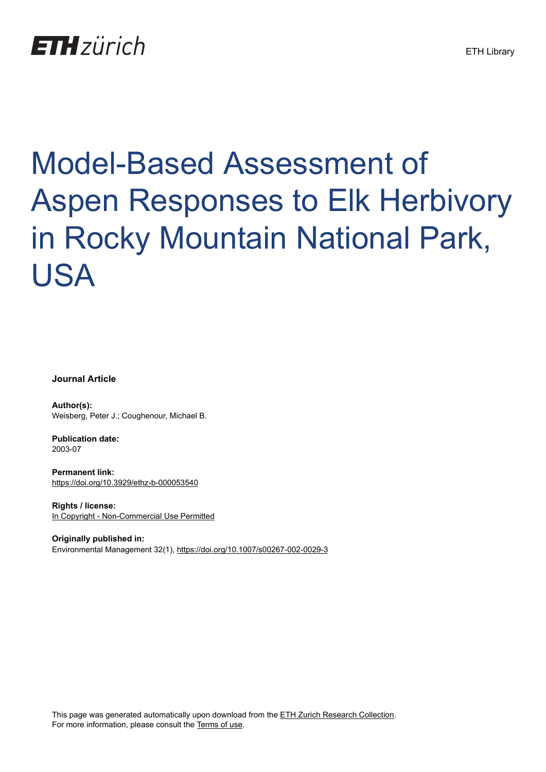ETH Library

# Model-Based Assessment of Aspen Responses to Elk Herbivory in Rocky Mountain National Park, USA

**Journal Article**

**Author(s):**
Weisberg, Peter J.; Coughenour, Michael B.

**Publication date:**
2003-07

**Permanent link:**
https://doi.org/10.3929/ethz-b-000053540

**Rights / license:**
In Copyright - Non-Commercial Use Permitted

**Originally published in:**
Environmental Management 32(1), https://doi.org/10.1007/s00267-002-0029-3

This page was generated automatically upon download from the ETH Zurich Research Collection.
For more information, please consult the Terms of use.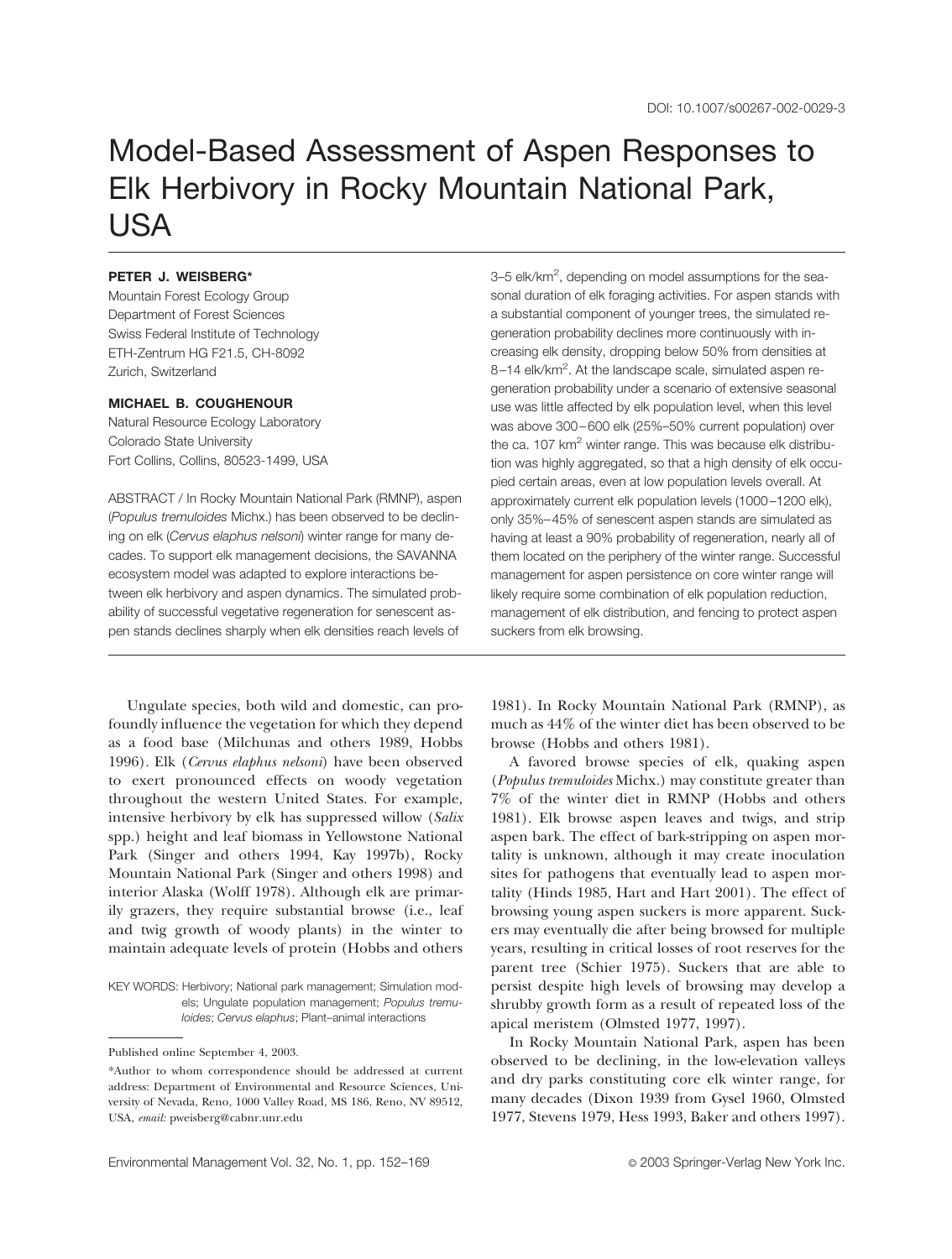DOI: 10.1007/s00267-002-0029-3

# Model-Based Assessment of Aspen Responses to Elk Herbivory in Rocky Mountain National Park, USA

**PETER J. WEISBERG***
Mountain Forest Ecology Group
Department of Forest Sciences
Swiss Federal Institute of Technology
ETH-Zentrum HG F21.5, CH-8092
Zurich, Switzerland

**MICHAEL B. COUGHENOUR**
Natural Resource Ecology Laboratory
Colorado State University
Fort Collins, Collins, 80523-1499, USA

ABSTRACT / In Rocky Mountain National Park (RMNP), aspen (*Populus tremuloides* Michx.) has been observed to be declining on elk (*Cervus elaphus nelsoni*) winter range for many decades. To support elk management decisions, the SAVANNA ecosystem model was adapted to explore interactions between elk herbivory and aspen dynamics. The simulated probability of successful vegetative regeneration for senescent aspen stands declines sharply when elk densities reach levels of 3–5 elk/km$^2$, depending on model assumptions for the seasonal duration of elk foraging activities. For aspen stands with a substantial component of younger trees, the simulated regeneration probability declines more continuously with increasing elk density, dropping below 50% from densities at 8–14 elk/km$^2$. At the landscape scale, simulated aspen regeneration probability under a scenario of extensive seasonal use was little affected by elk population level, when this level was above 300–600 elk (25%–50% current population) over the ca. 107 km$^2$ winter range. This was because elk distribution was highly aggregated, so that a high density of elk occupied certain areas, even at low population levels overall. At approximately current elk population levels (1000–1200 elk), only 35%–45% of senescent aspen stands are simulated as having at least a 90% probability of regeneration, nearly all of them located on the periphery of the winter range. Successful management for aspen persistence on core winter range will likely require some combination of elk population reduction, management of elk distribution, and fencing to protect aspen suckers from elk browsing.

KEY WORDS: Herbivory; National park management; Simulation models; Ungulate population management; *Populus tremuloides*; *Cervus elaphus*; Plant–animal interactions

Published online September 4, 2003.

*Author to whom correspondence should be addressed at current address: Department of Environmental and Resource Sciences, University of Nevada, Reno, 1000 Valley Road, MS 186, Reno, NV 89512, USA, *email:* pweisberg@cabnr.unr.edu

Ungulate species, both wild and domestic, can profoundly influence the vegetation for which they depend as a food base (Milchunas and others 1989, Hobbs 1996). Elk (*Cervus elaphus nelsoni*) have been observed to exert pronounced effects on woody vegetation throughout the western United States. For example, intensive herbivory by elk has suppressed willow (*Salix* spp.) height and leaf biomass in Yellowstone National Park (Singer and others 1994, Kay 1997b), Rocky Mountain National Park (Singer and others 1998) and interior Alaska (Wolff 1978). Although elk are primarily grazers, they require substantial browse (i.e., leaf and twig growth of woody plants) in the winter to maintain adequate levels of protein (Hobbs and others 1981). In Rocky Mountain National Park (RMNP), as much as 44% of the winter diet has been observed to be browse (Hobbs and others 1981).

A favored browse species of elk, quaking aspen (*Populus tremuloides* Michx.) may constitute greater than 7% of the winter diet in RMNP (Hobbs and others 1981). Elk browse aspen leaves and twigs, and strip aspen bark. The effect of bark-stripping on aspen mortality is unknown, although it may create inoculation sites for pathogens that eventually lead to aspen mortality (Hinds 1985, Hart and Hart 2001). The effect of browsing young aspen suckers is more apparent. Suckers may eventually die after being browsed for multiple years, resulting in critical losses of root reserves for the parent tree (Schier 1975). Suckers that are able to persist despite high levels of browsing may develop a shrubby growth form as a result of repeated loss of the apical meristem (Olmsted 1977, 1997).

In Rocky Mountain National Park, aspen has been observed to be declining, in the low-elevation valleys and dry parks constituting core elk winter range, for many decades (Dixon 1939 from Gysel 1960, Olmsted 1977, Stevens 1979, Hess 1993, Baker and others 1997).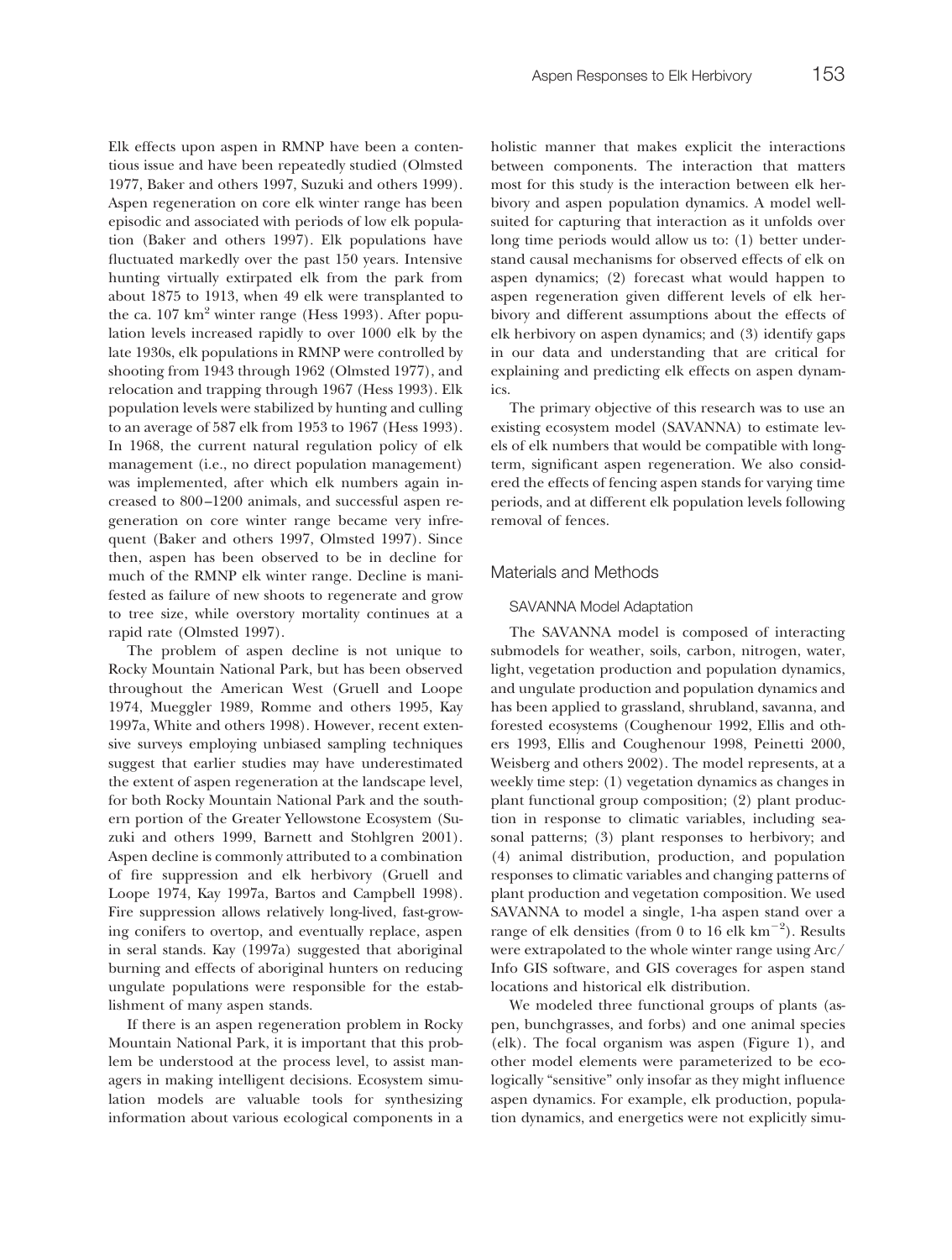Elk effects upon aspen in RMNP have been a contentious issue and have been repeatedly studied (Olmsted 1977, Baker and others 1997, Suzuki and others 1999). Aspen regeneration on core elk winter range has been episodic and associated with periods of low elk population (Baker and others 1997). Elk populations have fluctuated markedly over the past 150 years. Intensive hunting virtually extirpated elk from the park from about 1875 to 1913, when 49 elk were transplanted to the ca. 107 $km^2$ winter range (Hess 1993). After population levels increased rapidly to over 1000 elk by the late 1930s, elk populations in RMNP were controlled by shooting from 1943 through 1962 (Olmsted 1977), and relocation and trapping through 1967 (Hess 1993). Elk population levels were stabilized by hunting and culling to an average of 587 elk from 1953 to 1967 (Hess 1993). In 1968, the current natural regulation policy of elk management (i.e., no direct population management) was implemented, after which elk numbers again increased to 800–1200 animals, and successful aspen regeneration on core winter range became very infrequent (Baker and others 1997, Olmsted 1997). Since then, aspen has been observed to be in decline for much of the RMNP elk winter range. Decline is manifested as failure of new shoots to regenerate and grow to tree size, while overstory mortality continues at a rapid rate (Olmsted 1997).

The problem of aspen decline is not unique to Rocky Mountain National Park, but has been observed throughout the American West (Gruell and Loope 1974, Mueggler 1989, Romme and others 1995, Kay 1997a, White and others 1998). However, recent extensive surveys employing unbiased sampling techniques suggest that earlier studies may have underestimated the extent of aspen regeneration at the landscape level, for both Rocky Mountain National Park and the southern portion of the Greater Yellowstone Ecosystem (Suzuki and others 1999, Barnett and Stohlgren 2001). Aspen decline is commonly attributed to a combination of fire suppression and elk herbivory (Gruell and Loope 1974, Kay 1997a, Bartos and Campbell 1998). Fire suppression allows relatively long-lived, fast-growing conifers to overtop, and eventually replace, aspen in seral stands. Kay (1997a) suggested that aboriginal burning and effects of aboriginal hunters on reducing ungulate populations were responsible for the establishment of many aspen stands.

If there is an aspen regeneration problem in Rocky Mountain National Park, it is important that this problem be understood at the process level, to assist managers in making intelligent decisions. Ecosystem simulation models are valuable tools for synthesizing information about various ecological components in a holistic manner that makes explicit the interactions between components. The interaction that matters most for this study is the interaction between elk herbivory and aspen population dynamics. A model well-suited for capturing that interaction as it unfolds over long time periods would allow us to: (1) better understand causal mechanisms for observed effects of elk on aspen dynamics; (2) forecast what would happen to aspen regeneration given different levels of elk herbivory and different assumptions about the effects of elk herbivory on aspen dynamics; and (3) identify gaps in our data and understanding that are critical for explaining and predicting elk effects on aspen dynamics.

The primary objective of this research was to use an existing ecosystem model (SAVANNA) to estimate levels of elk numbers that would be compatible with long-term, significant aspen regeneration. We also considered the effects of fencing aspen stands for varying time periods, and at different elk population levels following removal of fences.

## Materials and Methods

### SAVANNA Model Adaptation

The SAVANNA model is composed of interacting submodels for weather, soils, carbon, nitrogen, water, light, vegetation production and population dynamics, and ungulate production and population dynamics and has been applied to grassland, shrubland, savanna, and forested ecosystems (Coughenour 1992, Ellis and others 1993, Ellis and Coughenour 1998, Peinetti 2000, Weisberg and others 2002). The model represents, at a weekly time step: (1) vegetation dynamics as changes in plant functional group composition; (2) plant production in response to climatic variables, including seasonal patterns; (3) plant responses to herbivory; and (4) animal distribution, production, and population responses to climatic variables and changing patterns of plant production and vegetation composition. We used SAVANNA to model a single, 1-ha aspen stand over a range of elk densities (from 0 to 16 elk $km^{-2}$). Results were extrapolated to the whole winter range using Arc/Info GIS software, and GIS coverages for aspen stand locations and historical elk distribution.

We modeled three functional groups of plants (aspen, bunchgrasses, and forbs) and one animal species (elk). The focal organism was aspen (Figure 1), and other model elements were parameterized to be ecologically "sensitive" only insofar as they might influence aspen dynamics. For example, elk production, population dynamics, and energetics were not explicitly simu-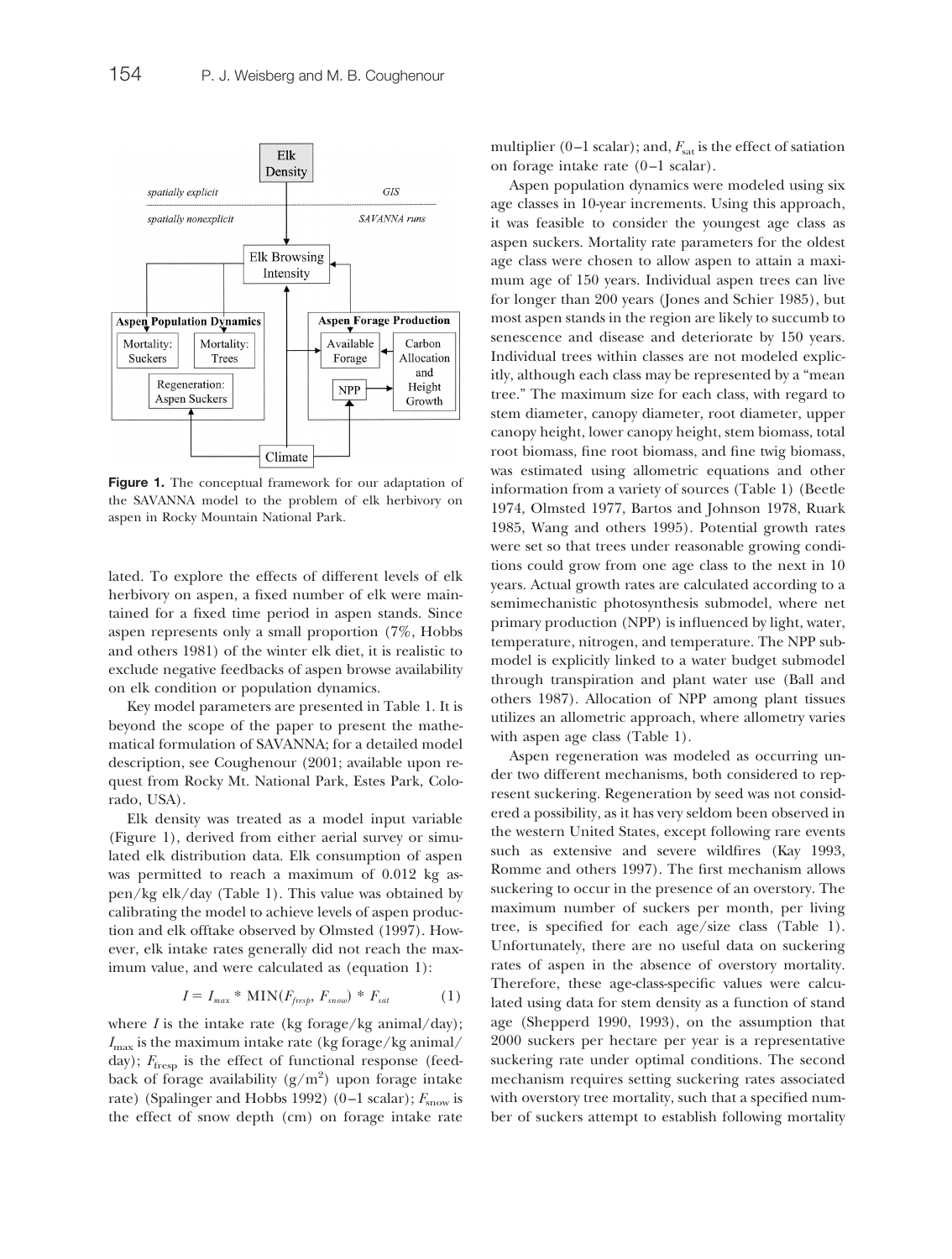Figure 1. The conceptual framework for our adaptation of the SAVANNA model to the problem of elk herbivory on aspen in Rocky Mountain National Park.

lated. To explore the effects of different levels of elk herbivory on aspen, a fixed number of elk were maintained for a fixed time period in aspen stands. Since aspen represents only a small proportion (7%, Hobbs and others 1981) of the winter elk diet, it is realistic to exclude negative feedbacks of aspen browse availability on elk condition or population dynamics.

Key model parameters are presented in Table 1. It is beyond the scope of the paper to present the mathematical formulation of SAVANNA; for a detailed model description, see Coughenour (2001; available upon request from Rocky Mt. National Park, Estes Park, Colorado, USA).

Elk density was treated as a model input variable (Figure 1), derived from either aerial survey or simulated elk distribution data. Elk consumption of aspen was permitted to reach a maximum of 0.012 kg aspen/kg elk/day (Table 1). This value was obtained by calibrating the model to achieve levels of aspen production and elk offtake observed by Olmsted (1997). However, elk intake rates generally did not reach the maximum value, and were calculated as (equation 1):

$$I = I_{max} * \text{MIN}(F_{fresp}, F_{snow}) * F_{sat} \tag{1}$$

where $I$ is the intake rate (kg forage/kg animal/day); $I_{max}$ is the maximum intake rate (kg forage/kg animal/day); $F_{fresp}$ is the effect of functional response (feedback of forage availability (g/m$^2$) upon forage intake rate) (Spalinger and Hobbs 1992) (0–1 scalar); $F_{snow}$ is the effect of snow depth (cm) on forage intake rate multiplier (0–1 scalar); and, $F_{sat}$ is the effect of satiation on forage intake rate (0–1 scalar).

Aspen population dynamics were modeled using six age classes in 10-year increments. Using this approach, it was feasible to consider the youngest age class as aspen suckers. Mortality rate parameters for the oldest age class were chosen to allow aspen to attain a maximum age of 150 years. Individual aspen trees can live for longer than 200 years (Jones and Schier 1985), but most aspen stands in the region are likely to succumb to senescence and disease and deteriorate by 150 years. Individual trees within classes are not modeled explicitly, although each class may be represented by a "mean tree." The maximum size for each class, with regard to stem diameter, canopy diameter, root diameter, upper canopy height, lower canopy height, stem biomass, total root biomass, fine root biomass, and fine twig biomass, was estimated using allometric equations and other information from a variety of sources (Table 1) (Beetle 1974, Olmsted 1977, Bartos and Johnson 1978, Ruark 1985, Wang and others 1995). Potential growth rates were set so that trees under reasonable growing conditions could grow from one age class to the next in 10 years. Actual growth rates are calculated according to a semimechanistic photosynthesis submodel, where net primary production (NPP) is influenced by light, water, temperature, nitrogen, and temperature. The NPP submodel is explicitly linked to a water budget submodel through transpiration and plant water use (Ball and others 1987). Allocation of NPP among plant tissues utilizes an allometric approach, where allometry varies with aspen age class (Table 1).

Aspen regeneration was modeled as occurring under two different mechanisms, both considered to represent suckering. Regeneration by seed was not considered a possibility, as it has very seldom been observed in the western United States, except following rare events such as extensive and severe wildfires (Kay 1993, Romme and others 1997). The first mechanism allows suckering to occur in the presence of an overstory. The maximum number of suckers per month, per living tree, is specified for each age/size class (Table 1). Unfortunately, there are no useful data on suckering rates of aspen in the absence of overstory mortality. Therefore, these age-class-specific values were calculated using data for stem density as a function of stand age (Shepperd 1990, 1993), on the assumption that 2000 suckers per hectare per year is a representative suckering rate under optimal conditions. The second mechanism requires setting suckering rates associated with overstory tree mortality, such that a specified number of suckers attempt to establish following mortality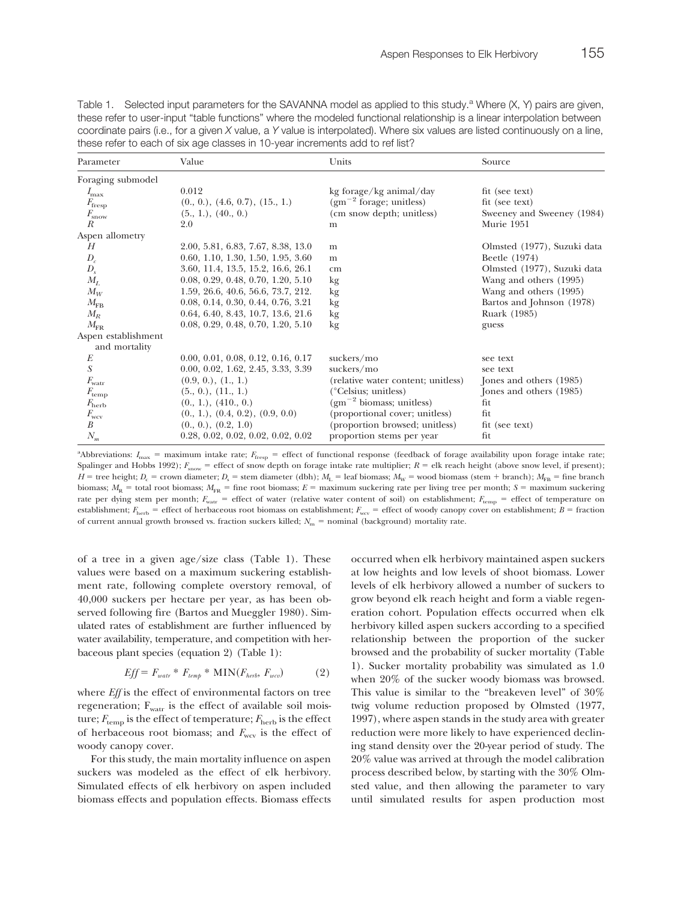Table 1. Selected input parameters for the SAVANNA model as applied to this study.[a] Where (X, Y) pairs are given, these refer to user-input "table functions" where the modeled functional relationship is a linear interpolation between coordinate pairs (i.e., for a given *X* value, a *Y* value is interpolated). Where six values are listed continuously on a line, these refer to each of six age classes in 10-year increments add to ref list?

| Parameter | Value | Units | Source |
| --- | --- | --- | --- |
| Foraging submodel | | | |
| $I_{max}$ | 0.012 | kg forage/kg animal/day | fit (see text) |
| $F_{fresp}$ | (0., 0.), (4.6, 0.7), (15., 1.) | (gm$^{-2}$ forage; unitless) | fit (see text) |
| $F_{snow}$ | (5., 1.), (40., 0.) | (cm snow depth; unitless) | Sweeney and Sweeney (1984) |
| $R$ | 2.0 | m | Murie 1951 |
| Aspen allometry | | | |
| $H$ | 2.00, 5.81, 6.83, 7.67, 8.38, 13.0 | m | Olmsted (1977), Suzuki data |
| $D_c$ | 0.60, 1.10, 1.30, 1.50, 1.95, 3.60 | m | Beetle (1974) |
| $D_s$ | 3.60, 11.4, 13.5, 15.2, 16.6, 26.1 | cm | Olmsted (1977), Suzuki data |
| $M_L$ | 0.08, 0.29, 0.48, 0.70, 1.20, 5.10 | kg | Wang and others (1995) |
| $M_W$ | 1.59, 26.6, 40.6, 56.6, 73.7, 212. | kg | Wang and others (1995) |
| $M_{FB}$ | 0.08, 0.14, 0.30, 0.44, 0.76, 3.21 | kg | Bartos and Johnson (1978) |
| $M_R$ | 0.64, 6.40, 8.43, 10.7, 13.6, 21.6 | kg | Ruark (1985) |
| $M_{FR}$ | 0.08, 0.29, 0.48, 0.70, 1.20, 5.10 | kg | guess |
| Aspen establishment and mortality | | | |
| $E$ | 0.00, 0.01, 0.08, 0.12, 0.16, 0.17 | suckers/mo | see text |
| $S$ | 0.00, 0.02, 1.62, 2.45, 3.33, 3.39 | suckers/mo | see text |
| $F_{watr}$ | (0.9, 0.), (1., 1.) | (relative water content; unitless) | Jones and others (1985) |
| $F_{temp}$ | (5., 0.), (11., 1.) | (°Celsius; unitless) | Jones and others (1985) |
| $F_{herb}$ | (0., 1.), (410., 0.) | (gm$^{-2}$ biomass; unitless) | fit |
| $F_{wcv}$ | (0., 1.), (0.4, 0.2), (0.9, 0.0) | (proportional cover; unitless) | fit |
| $B$ | (0., 0.), (0.2, 1.0) | (proportion browsed; unitless) | fit (see text) |
| $N_m$ | 0.28, 0.02, 0.02, 0.02, 0.02 | proportion stems per year | fit |

[a]Abbreviations: $I_{max}$ = maximum intake rate; $F_{fresp}$ = effect of functional response (feedback of forage availability upon forage intake rate; Spalinger and Hobbs 1992); $F_{snow}$ = effect of snow depth on forage intake rate multiplier; $R$ = elk reach height (above snow level, if present); $H$ = tree height; $D_c$ = crown diameter; $D_s$ = stem diameter (dbh); $M_L$ = leaf biomass; $M_W$ = wood biomass (stem + branch); $M_{FB}$ = fine branch biomass; $M_R$ = total root biomass; $M_{FR}$ = fine root biomass; $E$ = maximum suckering rate per living tree per month; $S$ = maximum suckering rate per dying stem per month; $F_{watr}$ = effect of water (relative water content of soil) on establishment; $F_{temp}$ = effect of temperature on establishment; $F_{herb}$ = effect of herbaceous root biomass on establishment; $F_{wcv}$ = effect of woody canopy cover on establishment; $B$ = fraction of current annual growth browsed vs. fraction suckers killed; $N_m$ = nominal (background) mortality rate.

of a tree in a given age/size class (Table 1). These values were based on a maximum suckering establishment rate, following complete overstory removal, of 40,000 suckers per hectare per year, as has been observed following fire (Bartos and Mueggler 1980). Simulated rates of establishment are further influenced by water availability, temperature, and competition with herbaceous plant species (equation 2) (Table 1):

$$Eff = F_{watr} * F_{temp} * \mathrm{MIN}(F_{herb}, F_{wcv}) \qquad (2)$$

where *Eff* is the effect of environmental factors on tree regeneration; $F_{watr}$ is the effect of available soil moisture; $F_{temp}$ is the effect of temperature; $F_{herb}$ is the effect of herbaceous root biomass; and $F_{wcv}$ is the effect of woody canopy cover.

For this study, the main mortality influence on aspen suckers was modeled as the effect of elk herbivory. Simulated effects of elk herbivory on aspen included biomass effects and population effects. Biomass effects occurred when elk herbivory maintained aspen suckers at low heights and low levels of shoot biomass. Lower levels of elk herbivory allowed a number of suckers to grow beyond elk reach height and form a viable regeneration cohort. Population effects occurred when elk herbivory killed aspen suckers according to a specified relationship between the proportion of the sucker browsed and the probability of sucker mortality (Table 1). Sucker mortality probability was simulated as 1.0 when 20% of the sucker woody biomass was browsed. This value is similar to the "breakeven level" of 30% twig volume reduction proposed by Olmsted (1977, 1997), where aspen stands in the study area with greater reduction were more likely to have experienced declining stand density over the 20-year period of study. The 20% value was arrived at through the model calibration process described below, by starting with the 30% Olmsted value, and then allowing the parameter to vary until simulated results for aspen production most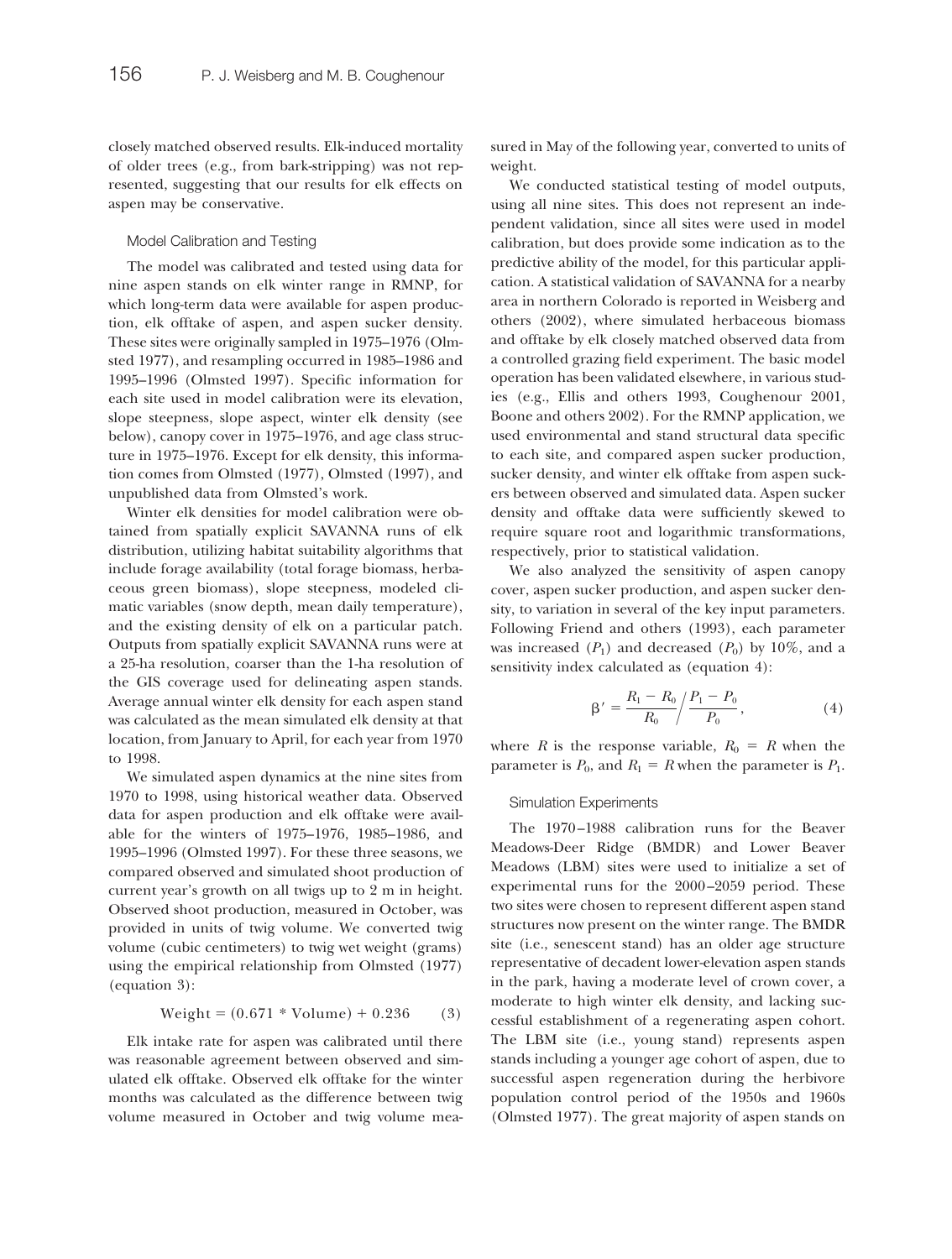closely matched observed results. Elk-induced mortality of older trees (e.g., from bark-stripping) was not represented, suggesting that our results for elk effects on aspen may be conservative.

### Model Calibration and Testing

The model was calibrated and tested using data for nine aspen stands on elk winter range in RMNP, for which long-term data were available for aspen production, elk offtake of aspen, and aspen sucker density. These sites were originally sampled in 1975–1976 (Olmsted 1977), and resampling occurred in 1985–1986 and 1995–1996 (Olmsted 1997). Specific information for each site used in model calibration were its elevation, slope steepness, slope aspect, winter elk density (see below), canopy cover in 1975–1976, and age class structure in 1975–1976. Except for elk density, this information comes from Olmsted (1977), Olmsted (1997), and unpublished data from Olmsted's work.

Winter elk densities for model calibration were obtained from spatially explicit SAVANNA runs of elk distribution, utilizing habitat suitability algorithms that include forage availability (total forage biomass, herbaceous green biomass), slope steepness, modeled climatic variables (snow depth, mean daily temperature), and the existing density of elk on a particular patch. Outputs from spatially explicit SAVANNA runs were at a 25-ha resolution, coarser than the 1-ha resolution of the GIS coverage used for delineating aspen stands. Average annual winter elk density for each aspen stand was calculated as the mean simulated elk density at that location, from January to April, for each year from 1970 to 1998.

We simulated aspen dynamics at the nine sites from 1970 to 1998, using historical weather data. Observed data for aspen production and elk offtake were available for the winters of 1975–1976, 1985–1986, and 1995–1996 (Olmsted 1997). For these three seasons, we compared observed and simulated shoot production of current year's growth on all twigs up to 2 m in height. Observed shoot production, measured in October, was provided in units of twig volume. We converted twig volume (cubic centimeters) to twig wet weight (grams) using the empirical relationship from Olmsted (1977) (equation 3):

$$\text{Weight} = (0.671 * \text{Volume}) + 0.236 \qquad (3)$$

Elk intake rate for aspen was calibrated until there was reasonable agreement between observed and simulated elk offtake. Observed elk offtake for the winter months was calculated as the difference between twig volume measured in October and twig volume measured in May of the following year, converted to units of weight.

We conducted statistical testing of model outputs, using all nine sites. This does not represent an independent validation, since all sites were used in model calibration, but does provide some indication as to the predictive ability of the model, for this particular application. A statistical validation of SAVANNA for a nearby area in northern Colorado is reported in Weisberg and others (2002), where simulated herbaceous biomass and offtake by elk closely matched observed data from a controlled grazing field experiment. The basic model operation has been validated elsewhere, in various studies (e.g., Ellis and others 1993, Coughenour 2001, Boone and others 2002). For the RMNP application, we used environmental and stand structural data specific to each site, and compared aspen sucker production, sucker density, and winter elk offtake from aspen suckers between observed and simulated data. Aspen sucker density and offtake data were sufficiently skewed to require square root and logarithmic transformations, respectively, prior to statistical validation.

We also analyzed the sensitivity of aspen canopy cover, aspen sucker production, and aspen sucker density, to variation in several of the key input parameters. Following Friend and others (1993), each parameter was increased ($P_1$) and decreased ($P_0$) by 10%, and a sensitivity index calculated as (equation 4):

$$\beta' = \frac{R_1 - R_0}{R_0} \bigg/ \frac{P_1 - P_0}{P_0}, \qquad (4)$$

where $R$ is the response variable, $R_0 = R$ when the parameter is $P_0$, and $R_1 = R$ when the parameter is $P_1$.

### Simulation Experiments

The 1970–1988 calibration runs for the Beaver Meadows-Deer Ridge (BMDR) and Lower Beaver Meadows (LBM) sites were used to initialize a set of experimental runs for the 2000–2059 period. These two sites were chosen to represent different aspen stand structures now present on the winter range. The BMDR site (i.e., senescent stand) has an older age structure representative of decadent lower-elevation aspen stands in the park, having a moderate level of crown cover, a moderate to high winter elk density, and lacking successful establishment of a regenerating aspen cohort. The LBM site (i.e., young stand) represents aspen stands including a younger age cohort of aspen, due to successful aspen regeneration during the herbivore population control period of the 1950s and 1960s (Olmsted 1977). The great majority of aspen stands on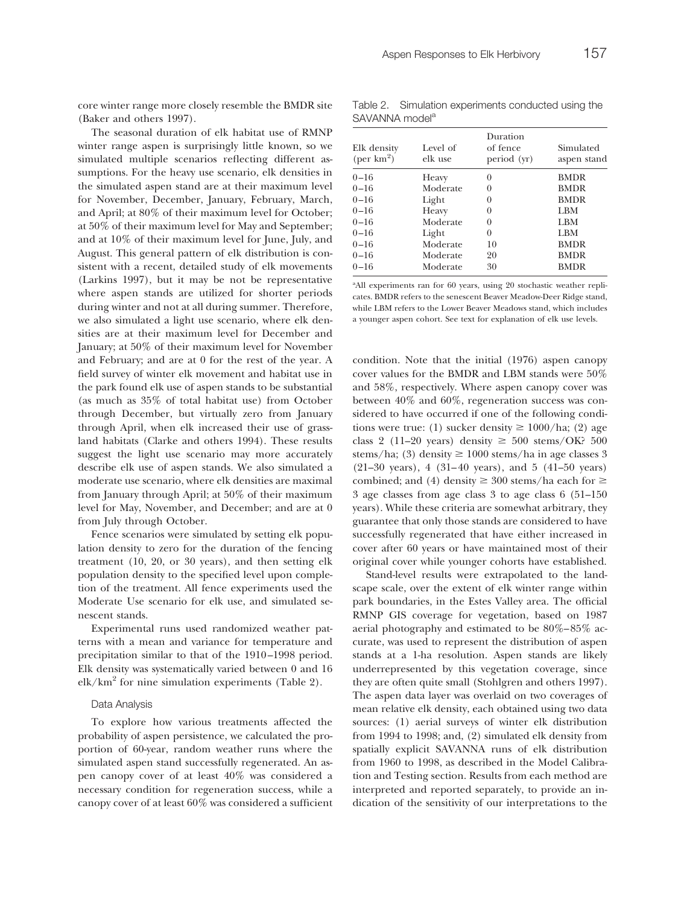core winter range more closely resemble the BMDR site (Baker and others 1997).

The seasonal duration of elk habitat use of RMNP winter range aspen is surprisingly little known, so we simulated multiple scenarios reflecting different assumptions. For the heavy use scenario, elk densities in the simulated aspen stand are at their maximum level for November, December, January, February, March, and April; at 80% of their maximum level for October; at 50% of their maximum level for May and September; and at 10% of their maximum level for June, July, and August. This general pattern of elk distribution is consistent with a recent, detailed study of elk movements (Larkins 1997), but it may be not be representative where aspen stands are utilized for shorter periods during winter and not at all during summer. Therefore, we also simulated a light use scenario, where elk densities are at their maximum level for December and January; at 50% of their maximum level for November and February; and are at 0 for the rest of the year. A field survey of winter elk movement and habitat use in the park found elk use of aspen stands to be substantial (as much as 35% of total habitat use) from October through December, but virtually zero from January through April, when elk increased their use of grassland habitats (Clarke and others 1994). These results suggest the light use scenario may more accurately describe elk use of aspen stands. We also simulated a moderate use scenario, where elk densities are maximal from January through April; at 50% of their maximum level for May, November, and December; and are at 0 from July through October.

Fence scenarios were simulated by setting elk population density to zero for the duration of the fencing treatment (10, 20, or 30 years), and then setting elk population density to the specified level upon completion of the treatment. All fence experiments used the Moderate Use scenario for elk use, and simulated senescent stands.

Experimental runs used randomized weather patterns with a mean and variance for temperature and precipitation similar to that of the 1910–1998 period. Elk density was systematically varied between 0 and 16 elk/km$^2$ for nine simulation experiments (Table 2).

### Data Analysis

To explore how various treatments affected the probability of aspen persistence, we calculated the proportion of 60-year, random weather runs where the simulated aspen stand successfully regenerated. An aspen canopy cover of at least 40% was considered a necessary condition for regeneration success, while a canopy cover of at least 60% was considered a sufficient condition. Note that the initial (1976) aspen canopy cover values for the BMDR and LBM stands were 50% and 58%, respectively. Where aspen canopy cover was between 40% and 60%, regeneration success was considered to have occurred if one of the following conditions were true: (1) sucker density $\geq$ 1000/ha; (2) age class 2 (11–20 years) density $\geq$ 500 stems/OK? 500 stems/ha; (3) density $\geq$ 1000 stems/ha in age classes 3 (21–30 years), 4 (31–40 years), and 5 (41–50 years) combined; and (4) density $\geq$ 300 stems/ha each for $\geq$ 3 age classes from age class 3 to age class 6 (51–150 years). While these criteria are somewhat arbitrary, they guarantee that only those stands are considered to have successfully regenerated that have either increased in cover after 60 years or have maintained most of their original cover while younger cohorts have established.

Stand-level results were extrapolated to the landscape scale, over the extent of elk winter range within park boundaries, in the Estes Valley area. The official RMNP GIS coverage for vegetation, based on 1987 aerial photography and estimated to be 80%–85% accurate, was used to represent the distribution of aspen stands at a 1-ha resolution. Aspen stands are likely underrepresented by this vegetation coverage, since they are often quite small (Stohlgren and others 1997). The aspen data layer was overlaid on two coverages of mean relative elk density, each obtained using two data sources: (1) aerial surveys of winter elk distribution from 1994 to 1998; and, (2) simulated elk density from spatially explicit SAVANNA runs of elk distribution from 1960 to 1998, as described in the Model Calibration and Testing section. Results from each method are interpreted and reported separately, to provide an indication of the sensitivity of our interpretations to the

Table 2. Simulation experiments conducted using the SAVANNA model[a]

| Elk density (per km$^2$) | Level of elk use | Duration of fence period (yr) | Simulated aspen stand |
|---|---|---|---|
| 0–16 | Heavy | 0 | BMDR |
| 0–16 | Moderate | 0 | BMDR |
| 0–16 | Light | 0 | BMDR |
| 0–16 | Heavy | 0 | LBM |
| 0–16 | Moderate | 0 | LBM |
| 0–16 | Light | 0 | LBM |
| 0–16 | Moderate | 10 | BMDR |
| 0–16 | Moderate | 20 | BMDR |
| 0–16 | Moderate | 30 | BMDR |

[a]All experiments ran for 60 years, using 20 stochastic weather replicates. BMDR refers to the senescent Beaver Meadow-Deer Ridge stand, while LBM refers to the Lower Beaver Meadows stand, which includes a younger aspen cohort. See text for explanation of elk use levels.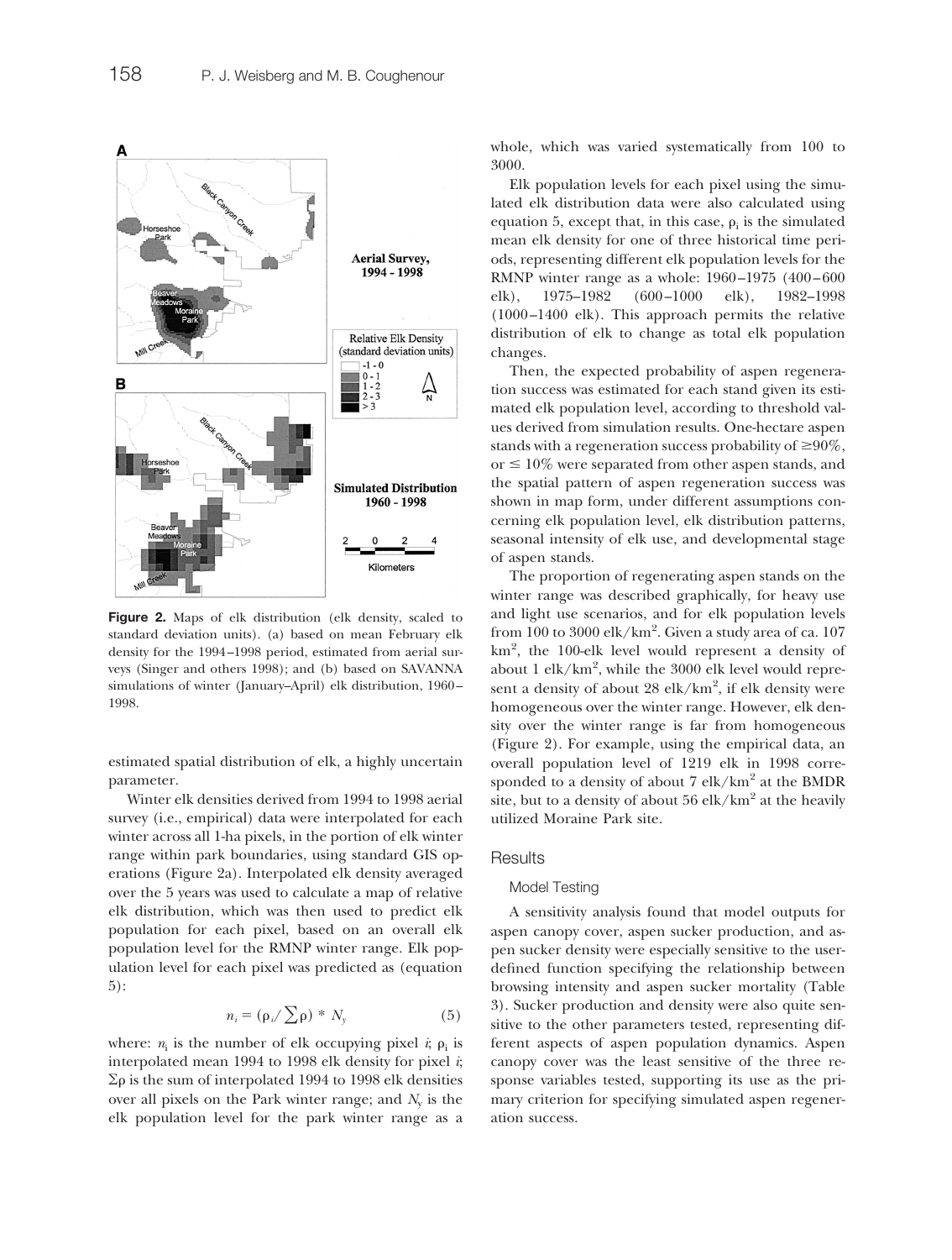Figure 2. Maps of elk distribution (elk density, scaled to standard deviation units). (a) based on mean February elk density for the 1994–1998 period, estimated from aerial surveys (Singer and others 1998); and (b) based on SAVANNA simulations of winter (January–April) elk distribution, 1960–1998.

estimated spatial distribution of elk, a highly uncertain parameter.

Winter elk densities derived from 1994 to 1998 aerial survey (i.e., empirical) data were interpolated for each winter across all 1-ha pixels, in the portion of elk winter range within park boundaries, using standard GIS operations (Figure 2a). Interpolated elk density averaged over the 5 years was used to calculate a map of relative elk distribution, which was then used to predict elk population for each pixel, based on an overall elk population level for the RMNP winter range. Elk population level for each pixel was predicted as (equation 5):

$$n_i = (\rho_i / \sum \rho) * N_y \qquad (5)$$

where: $n_i$ is the number of elk occupying pixel $i$; $\rho_i$ is interpolated mean 1994 to 1998 elk density for pixel $i$; $\Sigma\rho$ is the sum of interpolated 1994 to 1998 elk densities over all pixels on the Park winter range; and $N_y$ is the elk population level for the park winter range as a whole, which was varied systematically from 100 to 3000.

Elk population levels for each pixel using the simulated elk distribution data were also calculated using equation 5, except that, in this case, $\rho_i$ is the simulated mean elk density for one of three historical time periods, representing different elk population levels for the RMNP winter range as a whole: 1960–1975 (400–600 elk), 1975–1982 (600–1000 elk), 1982–1998 (1000–1400 elk). This approach permits the relative distribution of elk to change as total elk population changes.

Then, the expected probability of aspen regeneration success was estimated for each stand given its estimated elk population level, according to threshold values derived from simulation results. One-hectare aspen stands with a regeneration success probability of ≥90%, or ≤ 10% were separated from other aspen stands, and the spatial pattern of aspen regeneration success was shown in map form, under different assumptions concerning elk population level, elk distribution patterns, seasonal intensity of elk use, and developmental stage of aspen stands.

The proportion of regenerating aspen stands on the winter range was described graphically, for heavy use and light use scenarios, and for elk population levels from 100 to 3000 elk/km$^2$. Given a study area of ca. 107 km$^2$, the 100-elk level would represent a density of about 1 elk/km$^2$, while the 3000 elk level would represent a density of about 28 elk/km$^2$, if elk density were homogeneous over the winter range. However, elk density over the winter range is far from homogeneous (Figure 2). For example, using the empirical data, an overall population level of 1219 elk in 1998 corresponded to a density of about 7 elk/km$^2$ at the BMDR site, but to a density of about 56 elk/km$^2$ at the heavily utilized Moraine Park site.

## Results

### Model Testing

A sensitivity analysis found that model outputs for aspen canopy cover, aspen sucker production, and aspen sucker density were especially sensitive to the user-defined function specifying the relationship between browsing intensity and aspen sucker mortality (Table 3). Sucker production and density were also quite sensitive to the other parameters tested, representing different aspects of aspen population dynamics. Aspen canopy cover was the least sensitive of the three response variables tested, supporting its use as the primary criterion for specifying simulated aspen regeneration success.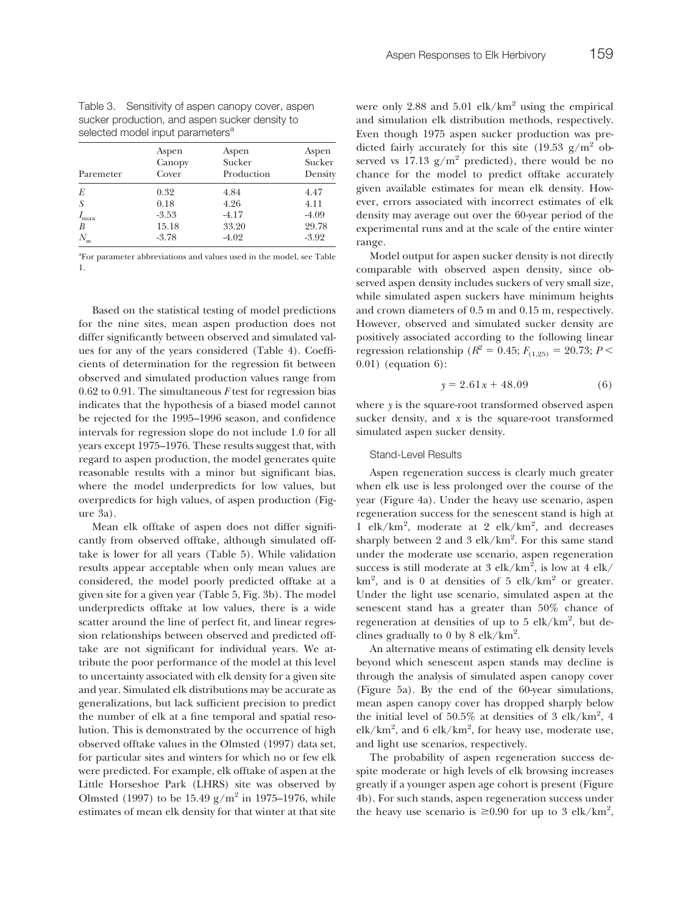Table 3. Sensitivity of aspen canopy cover, aspen sucker production, and aspen sucker density to selected model input parameters[a]

| Paremeter | Aspen Canopy Cover | Aspen Sucker Production | Aspen Sucker Density |
|---|---|---|---|
| $E$ | 0.32 | 4.84 | 4.47 |
| $S$ | 0.18 | 4.26 | 4.11 |
| $I_{max}$ | -3.53 | -4.17 | -4.09 |
| $B$ | 15.18 | 33.20 | 29.78 |
| $N_m$ | -3.78 | -4.02 | -3.92 |

[a]For parameter abbreviations and values used in the model, see Table 1.

Based on the statistical testing of model predictions for the nine sites, mean aspen production does not differ significantly between observed and simulated values for any of the years considered (Table 4). Coefficients of determination for the regression fit between observed and simulated production values range from 0.62 to 0.91. The simultaneous $F$ test for regression bias indicates that the hypothesis of a biased model cannot be rejected for the 1995–1996 season, and confidence intervals for regression slope do not include 1.0 for all years except 1975–1976. These results suggest that, with regard to aspen production, the model generates quite reasonable results with a minor but significant bias, where the model underpredicts for low values, but overpredicts for high values, of aspen production (Figure 3a).

Mean elk offtake of aspen does not differ significantly from observed offtake, although simulated offtake is lower for all years (Table 5). While validation results appear acceptable when only mean values are considered, the model poorly predicted offtake at a given site for a given year (Table 5, Fig. 3b). The model underpredicts offtake at low values, there is a wide scatter around the line of perfect fit, and linear regression relationships between observed and predicted offtake are not significant for individual years. We attribute the poor performance of the model at this level to uncertainty associated with elk density for a given site and year. Simulated elk distributions may be accurate as generalizations, but lack sufficient precision to predict the number of elk at a fine temporal and spatial resolution. This is demonstrated by the occurrence of high observed offtake values in the Olmsted (1997) data set, for particular sites and winters for which no or few elk were predicted. For example, elk offtake of aspen at the Little Horseshoe Park (LHRS) site was observed by Olmsted (1997) to be 15.49 g/m$^2$ in 1975–1976, while estimates of mean elk density for that winter at that site were only 2.88 and 5.01 elk/km$^2$ using the empirical and simulation elk distribution methods, respectively. Even though 1975 aspen sucker production was predicted fairly accurately for this site (19.53 g/m$^2$ observed vs 17.13 g/m$^2$ predicted), there would be no chance for the model to predict offtake accurately given available estimates for mean elk density. However, errors associated with incorrect estimates of elk density may average out over the 60-year period of the experimental runs and at the scale of the entire winter range.

Model output for aspen sucker density is not directly comparable with observed aspen density, since observed aspen density includes suckers of very small size, while simulated aspen suckers have minimum heights and crown diameters of 0.5 m and 0.15 m, respectively. However, observed and simulated sucker density are positively associated according to the following linear regression relationship ($R^2 = 0.45$; $F_{(1,25)} = 20.73$; $P < 0.01$) (equation 6):

$$y = 2.61x + 48.09 \qquad (6)$$

where $y$ is the square-root transformed observed aspen sucker density, and $x$ is the square-root transformed simulated aspen sucker density.

### Stand-Level Results

Aspen regeneration success is clearly much greater when elk use is less prolonged over the course of the year (Figure 4a). Under the heavy use scenario, aspen regeneration success for the senescent stand is high at 1 elk/km$^2$, moderate at 2 elk/km$^2$, and decreases sharply between 2 and 3 elk/km$^2$. For this same stand under the moderate use scenario, aspen regeneration success is still moderate at 3 elk/km$^2$, is low at 4 elk/km$^2$, and is 0 at densities of 5 elk/km$^2$ or greater. Under the light use scenario, simulated aspen at the senescent stand has a greater than 50% chance of regeneration at densities of up to 5 elk/km$^2$, but declines gradually to 0 by 8 elk/km$^2$.

An alternative means of estimating elk density levels beyond which senescent aspen stands may decline is through the analysis of simulated aspen canopy cover (Figure 5a). By the end of the 60-year simulations, mean aspen canopy cover has dropped sharply below the initial level of 50.5% at densities of 3 elk/km$^2$, 4 elk/km$^2$, and 6 elk/km$^2$, for heavy use, moderate use, and light use scenarios, respectively.

The probability of aspen regeneration success despite moderate or high levels of elk browsing increases greatly if a younger aspen age cohort is present (Figure 4b). For such stands, aspen regeneration success under the heavy use scenario is ≥0.90 for up to 3 elk/km$^2$,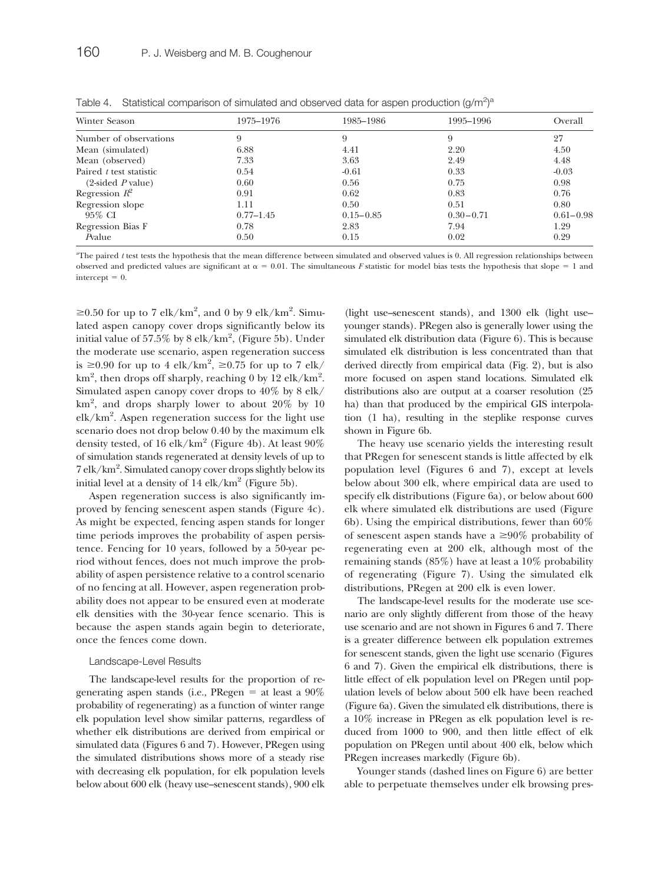Table 4. Statistical comparison of simulated and observed data for aspen production (g/m$^2$)[a]

| Winter Season | 1975–1976 | 1985–1986 | 1995–1996 | Overall |
|---|---|---|---|---|
| Number of observations | 9 | 9 | 9 | 27 |
| Mean (simulated) | 6.88 | 4.41 | 2.20 | 4.50 |
| Mean (observed) | 7.33 | 3.63 | 2.49 | 4.48 |
| Paired $t$ test statistic | 0.54 | -0.61 | 0.33 | -0.03 |
| (2-sided $P$ value) | 0.60 | 0.56 | 0.75 | 0.98 |
| Regression $R^2$ | 0.91 | 0.62 | 0.83 | 0.76 |
| Regression slope | 1.11 | 0.50 | 0.51 | 0.80 |
| 95% CI | 0.77–1.45 | 0.15–0.85 | 0.30–0.71 | 0.61–0.98 |
| Regression Bias F | 0.78 | 2.83 | 7.94 | 1.29 |
| $P$value | 0.50 | 0.15 | 0.02 | 0.29 |

[a]The paired $t$ test tests the hypothesis that the mean difference between simulated and observed values is 0. All regression relationships between observed and predicted values are significant at $\alpha = 0.01$. The simultaneous $F$ statistic for model bias tests the hypothesis that slope = 1 and intercept = 0.

≥0.50 for up to 7 elk/km$^2$, and 0 by 9 elk/km$^2$. Simulated aspen canopy cover drops significantly below its initial value of 57.5% by 8 elk/km$^2$, (Figure 5b). Under the moderate use scenario, aspen regeneration success is ≥0.90 for up to 4 elk/km$^2$, ≥0.75 for up to 7 elk/km$^2$, then drops off sharply, reaching 0 by 12 elk/km$^2$. Simulated aspen canopy cover drops to 40% by 8 elk/km$^2$, and drops sharply lower to about 20% by 10 elk/km$^2$. Aspen regeneration success for the light use scenario does not drop below 0.40 by the maximum elk density tested, of 16 elk/km$^2$ (Figure 4b). At least 90% of simulation stands regenerated at density levels of up to 7 elk/km$^2$. Simulated canopy cover drops slightly below its initial level at a density of 14 elk/km$^2$ (Figure 5b).

Aspen regeneration success is also significantly improved by fencing senescent aspen stands (Figure 4c). As might be expected, fencing aspen stands for longer time periods improves the probability of aspen persistence. Fencing for 10 years, followed by a 50-year period without fences, does not much improve the probability of aspen persistence relative to a control scenario of no fencing at all. However, aspen regeneration probability does not appear to be ensured even at moderate elk densities with the 30-year fence scenario. This is because the aspen stands again begin to deteriorate, once the fences come down.

### Landscape-Level Results

The landscape-level results for the proportion of regenerating aspen stands (i.e., PRegen = at least a 90% probability of regenerating) as a function of winter range elk population level show similar patterns, regardless of whether elk distributions are derived from empirical or simulated data (Figures 6 and 7). However, PRegen using the simulated distributions shows more of a steady rise with decreasing elk population, for elk population levels below about 600 elk (heavy use–senescent stands), 900 elk (light use–senescent stands), and 1300 elk (light use–younger stands). PRegen also is generally lower using the simulated elk distribution data (Figure 6). This is because simulated elk distribution is less concentrated than that derived directly from empirical data (Fig. 2), but is also more focused on aspen stand locations. Simulated elk distributions also are output at a coarser resolution (25 ha) than that produced by the empirical GIS interpolation (1 ha), resulting in the steplike response curves shown in Figure 6b.

The heavy use scenario yields the interesting result that PRegen for senescent stands is little affected by elk population level (Figures 6 and 7), except at levels below about 300 elk, where empirical data are used to specify elk distributions (Figure 6a), or below about 600 elk where simulated elk distributions are used (Figure 6b). Using the empirical distributions, fewer than 60% of senescent aspen stands have a ≥90% probability of regenerating even at 200 elk, although most of the remaining stands (85%) have at least a 10% probability of regenerating (Figure 7). Using the simulated elk distributions, PRegen at 200 elk is even lower.

The landscape-level results for the moderate use scenario are only slightly different from those of the heavy use scenario and are not shown in Figures 6 and 7. There is a greater difference between elk population extremes for senescent stands, given the light use scenario (Figures 6 and 7). Given the empirical elk distributions, there is little effect of elk population level on PRegen until population levels of below about 500 elk have been reached (Figure 6a). Given the simulated elk distributions, there is a 10% increase in PRegen as elk population level is reduced from 1000 to 900, and then little effect of elk population on PRegen until about 400 elk, below which PRegen increases markedly (Figure 6b).

Younger stands (dashed lines on Figure 6) are better able to perpetuate themselves under elk browsing pres-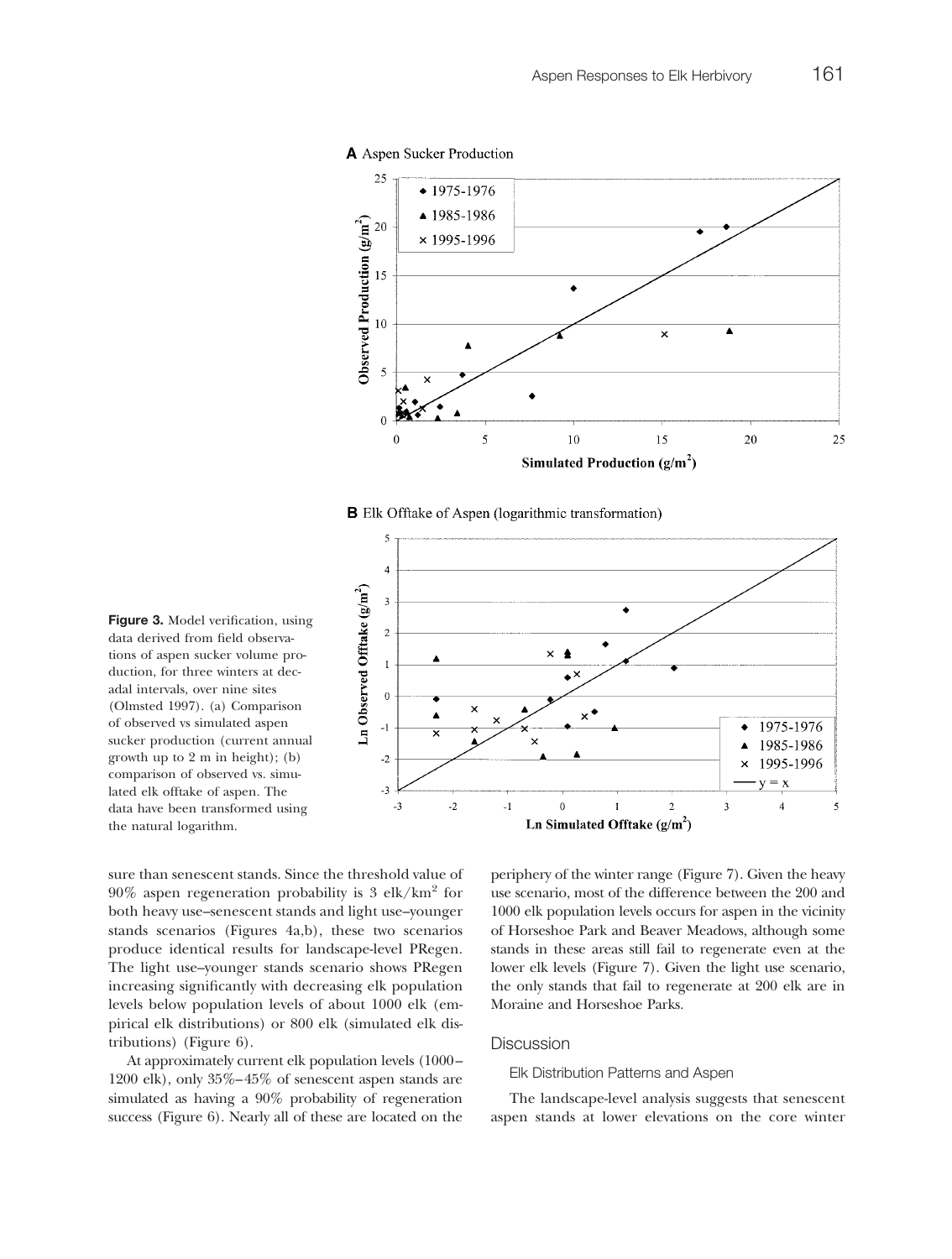**Figure 3.** Model verification, using data derived from field observations of aspen sucker volume production, for three winters at decadal intervals, over nine sites (Olmsted 1997). (a) Comparison of observed vs simulated aspen sucker production (current annual growth up to 2 m in height); (b) comparison of observed vs. simulated elk offtake of aspen. The data have been transformed using the natural logarithm.

sure than senescent stands. Since the threshold value of 90% aspen regeneration probability is 3 elk/km$^2$ for both heavy use–senescent stands and light use–younger stands scenarios (Figures 4a,b), these two scenarios produce identical results for landscape-level PRegen. The light use–younger stands scenario shows PRegen increasing significantly with decreasing elk population levels below population levels of about 1000 elk (empirical elk distributions) or 800 elk (simulated elk distributions) (Figure 6).

At approximately current elk population levels (1000–1200 elk), only 35%–45% of senescent aspen stands are simulated as having a 90% probability of regeneration success (Figure 6). Nearly all of these are located on the periphery of the winter range (Figure 7). Given the heavy use scenario, most of the difference between the 200 and 1000 elk population levels occurs for aspen in the vicinity of Horseshoe Park and Beaver Meadows, although some stands in these areas still fail to regenerate even at the lower elk levels (Figure 7). Given the light use scenario, the only stands that fail to regenerate at 200 elk are in Moraine and Horseshoe Parks.

## Discussion

### Elk Distribution Patterns and Aspen

The landscape-level analysis suggests that senescent aspen stands at lower elevations on the core winter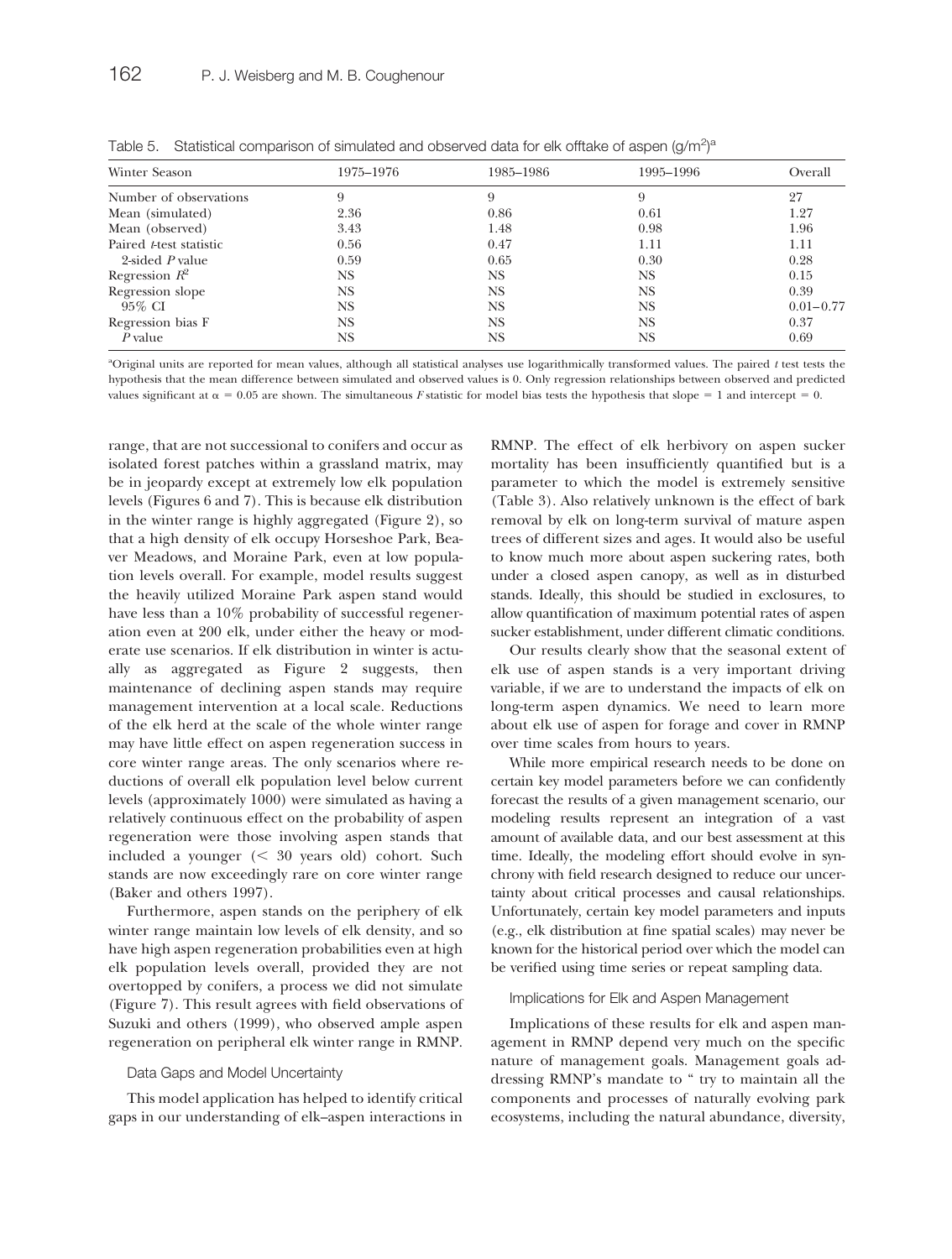Table 5. Statistical comparison of simulated and observed data for elk offtake of aspen (g/m$^2$)[a]

| Winter Season | 1975–1976 | 1985–1986 | 1995–1996 | Overall |
|---|---|---|---|---|
| Number of observations | 9 | 9 | 9 | 27 |
| Mean (simulated) | 2.36 | 0.86 | 0.61 | 1.27 |
| Mean (observed) | 3.43 | 1.48 | 0.98 | 1.96 |
| Paired *t*-test statistic | 0.56 | 0.47 | 1.11 | 1.11 |
| 2-sided *P* value | 0.59 | 0.65 | 0.30 | 0.28 |
| Regression $R^2$ | NS | NS | NS | 0.15 |
| Regression slope | NS | NS | NS | 0.39 |
| 95% CI | NS | NS | NS | 0.01–0.77 |
| Regression bias F | NS | NS | NS | 0.37 |
| *P* value | NS | NS | NS | 0.69 |

[a]Original units are reported for mean values, although all statistical analyses use logarithmically transformed values. The paired *t* test tests the hypothesis that the mean difference between simulated and observed values is 0. Only regression relationships between observed and predicted values significant at $\alpha = 0.05$ are shown. The simultaneous *F* statistic for model bias tests the hypothesis that slope = 1 and intercept = 0.

range, that are not successional to conifers and occur as isolated forest patches within a grassland matrix, may be in jeopardy except at extremely low elk population levels (Figures 6 and 7). This is because elk distribution in the winter range is highly aggregated (Figure 2), so that a high density of elk occupy Horseshoe Park, Beaver Meadows, and Moraine Park, even at low population levels overall. For example, model results suggest the heavily utilized Moraine Park aspen stand would have less than a 10% probability of successful regeneration even at 200 elk, under either the heavy or moderate use scenarios. If elk distribution in winter is actually as aggregated as Figure 2 suggests, then maintenance of declining aspen stands may require management intervention at a local scale. Reductions of the elk herd at the scale of the whole winter range may have little effect on aspen regeneration success in core winter range areas. The only scenarios where reductions of overall elk population level below current levels (approximately 1000) were simulated as having a relatively continuous effect on the probability of aspen regeneration were those involving aspen stands that included a younger (< 30 years old) cohort. Such stands are now exceedingly rare on core winter range (Baker and others 1997).

Furthermore, aspen stands on the periphery of elk winter range maintain low levels of elk density, and so have high aspen regeneration probabilities even at high elk population levels overall, provided they are not overtopped by conifers, a process we did not simulate (Figure 7). This result agrees with field observations of Suzuki and others (1999), who observed ample aspen regeneration on peripheral elk winter range in RMNP.

### Data Gaps and Model Uncertainty

This model application has helped to identify critical gaps in our understanding of elk–aspen interactions in RMNP. The effect of elk herbivory on aspen sucker mortality has been insufficiently quantified but is a parameter to which the model is extremely sensitive (Table 3). Also relatively unknown is the effect of bark removal by elk on long-term survival of mature aspen trees of different sizes and ages. It would also be useful to know much more about aspen suckering rates, both under a closed aspen canopy, as well as in disturbed stands. Ideally, this should be studied in exclosures, to allow quantification of maximum potential rates of aspen sucker establishment, under different climatic conditions.

Our results clearly show that the seasonal extent of elk use of aspen stands is a very important driving variable, if we are to understand the impacts of elk on long-term aspen dynamics. We need to learn more about elk use of aspen for forage and cover in RMNP over time scales from hours to years.

While more empirical research needs to be done on certain key model parameters before we can confidently forecast the results of a given management scenario, our modeling results represent an integration of a vast amount of available data, and our best assessment at this time. Ideally, the modeling effort should evolve in synchrony with field research designed to reduce our uncertainty about critical processes and causal relationships. Unfortunately, certain key model parameters and inputs (e.g., elk distribution at fine spatial scales) may never be known for the historical period over which the model can be verified using time series or repeat sampling data.

### Implications for Elk and Aspen Management

Implications of these results for elk and aspen management in RMNP depend very much on the specific nature of management goals. Management goals addressing RMNP's mandate to " try to maintain all the components and processes of naturally evolving park ecosystems, including the natural abundance, diversity,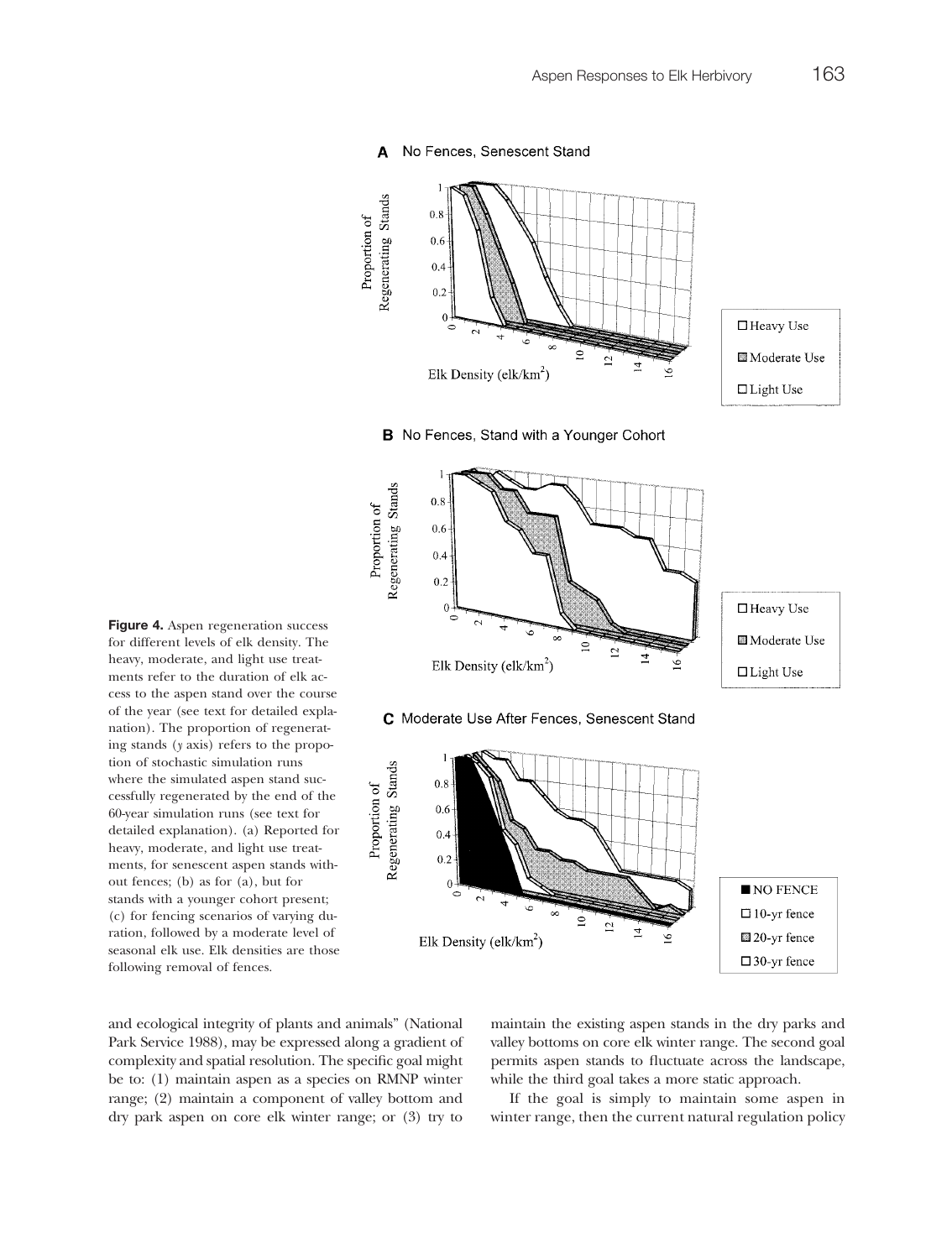**Figure 4.** Aspen regeneration success for different levels of elk density. The heavy, moderate, and light use treatments refer to the duration of elk access to the aspen stand over the course of the year (see text for detailed explanation). The proportion of regenerating stands (*y* axis) refers to the propotion of stochastic simulation runs where the simulated aspen stand successfully regenerated by the end of the 60-year simulation runs (see text for detailed explanation). (a) Reported for heavy, moderate, and light use treatments, for senescent aspen stands without fences; (b) as for (a), but for stands with a younger cohort present; (c) for fencing scenarios of varying duration, followed by a moderate level of seasonal elk use. Elk densities are those following removal of fences.

and ecological integrity of plants and animals" (National Park Service 1988), may be expressed along a gradient of complexity and spatial resolution. The specific goal might be to: (1) maintain aspen as a species on RMNP winter range; (2) maintain a component of valley bottom and dry park aspen on core elk winter range; or (3) try to maintain the existing aspen stands in the dry parks and valley bottoms on core elk winter range. The second goal permits aspen stands to fluctuate across the landscape, while the third goal takes a more static approach.

If the goal is simply to maintain some aspen in winter range, then the current natural regulation policy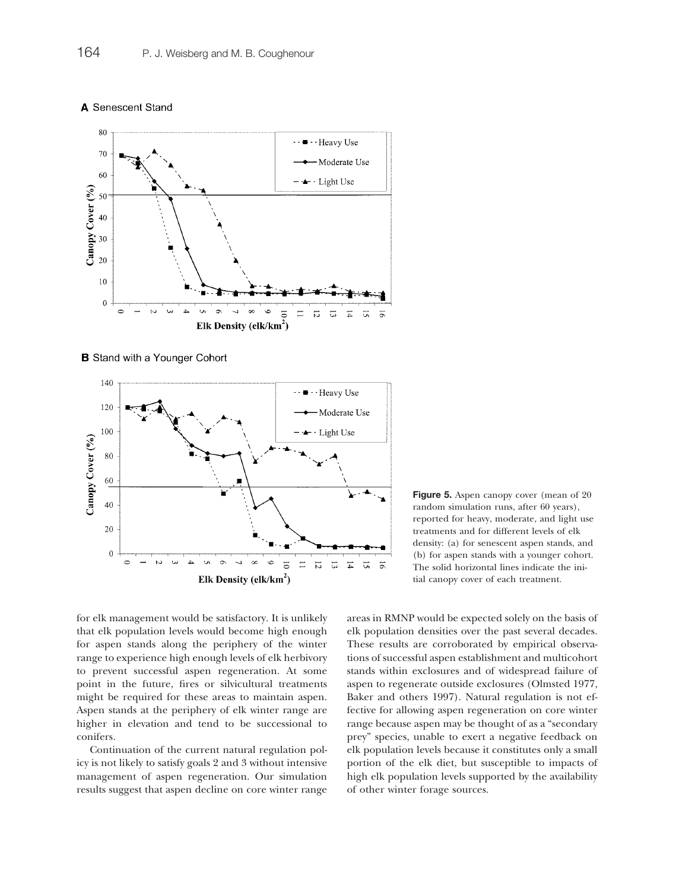**A** Senescent Stand

**B** Stand with a Younger Cohort

**Figure 5.** Aspen canopy cover (mean of 20 random simulation runs, after 60 years), reported for heavy, moderate, and light use treatments and for different levels of elk density: (a) for senescent aspen stands, and (b) for aspen stands with a younger cohort. The solid horizontal lines indicate the initial canopy cover of each treatment.

for elk management would be satisfactory. It is unlikely that elk population levels would become high enough for aspen stands along the periphery of the winter range to experience high enough levels of elk herbivory to prevent successful aspen regeneration. At some point in the future, fires or silvicultural treatments might be required for these areas to maintain aspen. Aspen stands at the periphery of elk winter range are higher in elevation and tend to be successional to conifers.

Continuation of the current natural regulation policy is not likely to satisfy goals 2 and 3 without intensive management of aspen regeneration. Our simulation results suggest that aspen decline on core winter range areas in RMNP would be expected solely on the basis of elk population densities over the past several decades. These results are corroborated by empirical observations of successful aspen establishment and multicohort stands within exclosures and of widespread failure of aspen to regenerate outside exclosures (Olmsted 1977, Baker and others 1997). Natural regulation is not effective for allowing aspen regeneration on core winter range because aspen may be thought of as a "secondary prey" species, unable to exert a negative feedback on elk population levels because it constitutes only a small portion of the elk diet, but susceptible to impacts of high elk population levels supported by the availability of other winter forage sources.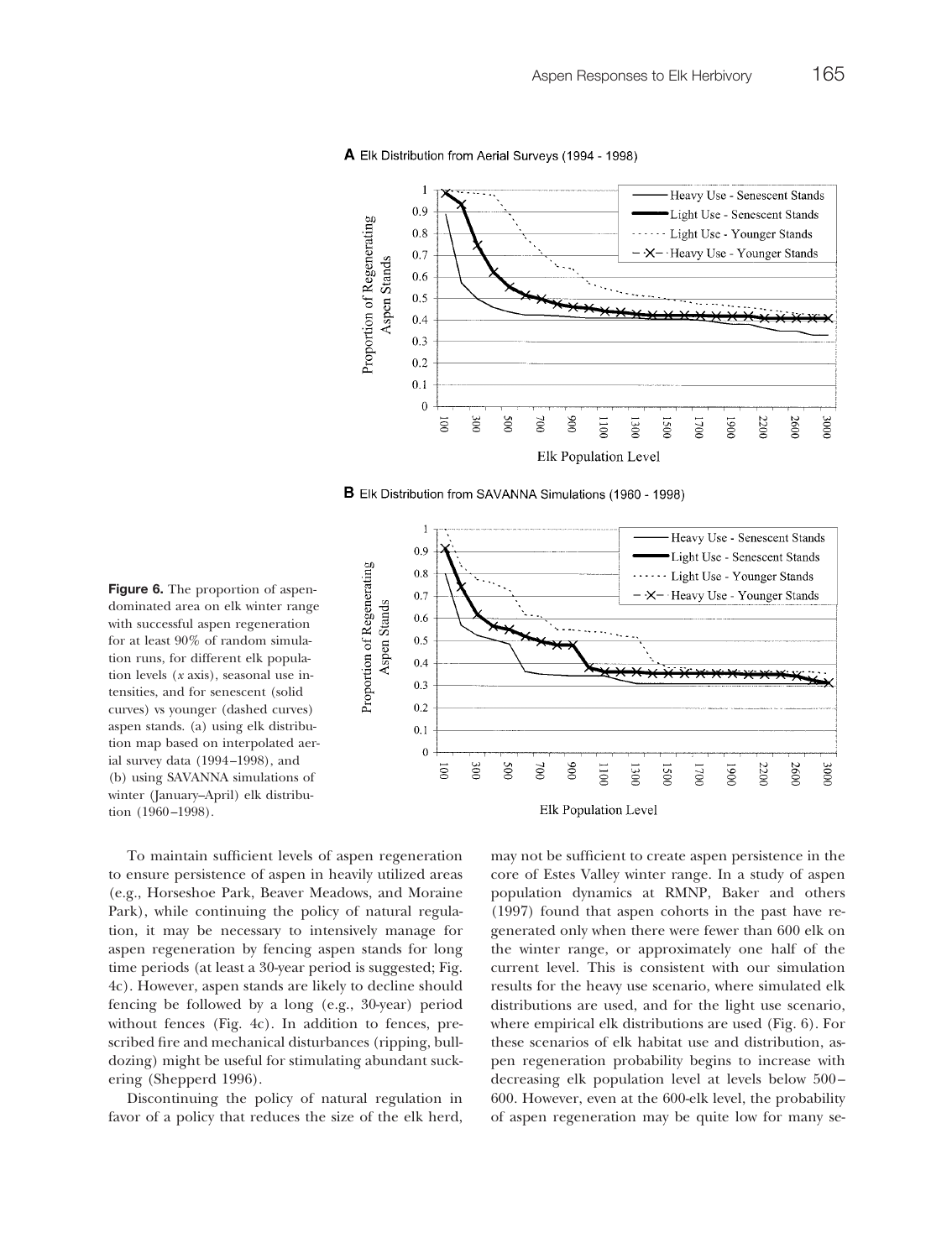**Figure 6.** The proportion of aspen-dominated area on elk winter range with successful aspen regeneration for at least 90% of random simulation runs, for different elk population levels (*x* axis), seasonal use intensities, and for senescent (solid curves) vs younger (dashed curves) aspen stands. (a) using elk distribution map based on interpolated aerial survey data (1994–1998), and (b) using SAVANNA simulations of winter (January–April) elk distribution (1960–1998).

To maintain sufficient levels of aspen regeneration to ensure persistence of aspen in heavily utilized areas (e.g., Horseshoe Park, Beaver Meadows, and Moraine Park), while continuing the policy of natural regulation, it may be necessary to intensively manage for aspen regeneration by fencing aspen stands for long time periods (at least a 30-year period is suggested; Fig. 4c). However, aspen stands are likely to decline should fencing be followed by a long (e.g., 30-year) period without fences (Fig. 4c). In addition to fences, prescribed fire and mechanical disturbances (ripping, bulldozing) might be useful for stimulating abundant suckering (Shepperd 1996).

Discontinuing the policy of natural regulation in favor of a policy that reduces the size of the elk herd, may not be sufficient to create aspen persistence in the core of Estes Valley winter range. In a study of aspen population dynamics at RMNP, Baker and others (1997) found that aspen cohorts in the past have regenerated only when there were fewer than 600 elk on the winter range, or approximately one half of the current level. This is consistent with our simulation results for the heavy use scenario, where simulated elk distributions are used, and for the light use scenario, where empirical elk distributions are used (Fig. 6). For these scenarios of elk habitat use and distribution, aspen regeneration probability begins to increase with decreasing elk population level at levels below 500–600. However, even at the 600-elk level, the probability of aspen regeneration may be quite low for many se-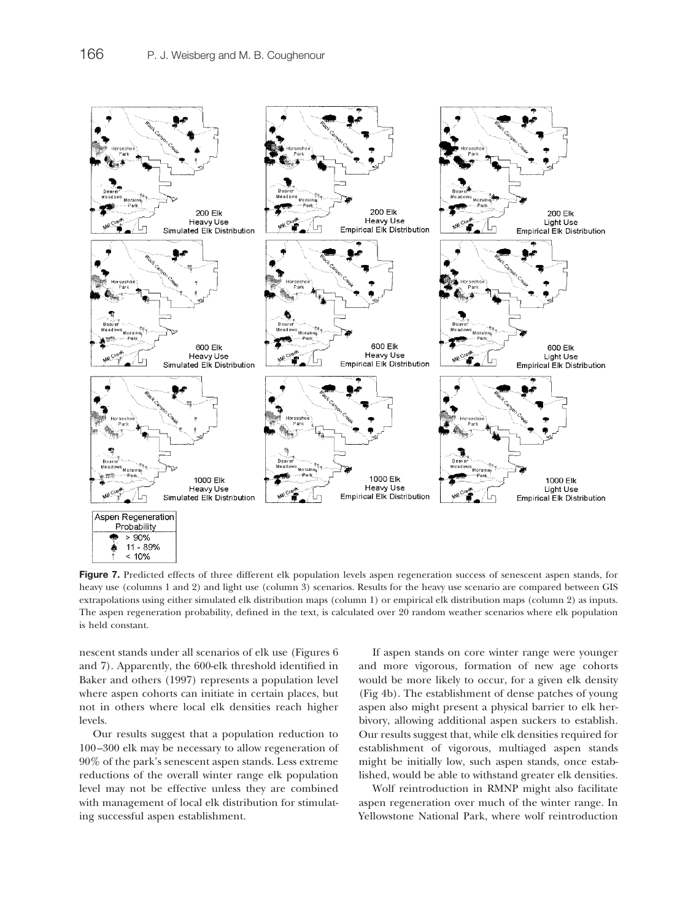**Figure 7.** Predicted effects of three different elk population levels aspen regeneration success of senescent aspen stands, for heavy use (columns 1 and 2) and light use (column 3) scenarios. Results for the heavy use scenario are compared between GIS extrapolations using either simulated elk distribution maps (column 1) or empirical elk distribution maps (column 2) as inputs. The aspen regeneration probability, defined in the text, is calculated over 20 random weather scenarios where elk population is held constant.

nescent stands under all scenarios of elk use (Figures 6 and 7). Apparently, the 600-elk threshold identified in Baker and others (1997) represents a population level where aspen cohorts can initiate in certain places, but not in others where local elk densities reach higher levels.

Our results suggest that a population reduction to 100–300 elk may be necessary to allow regeneration of 90% of the park's senescent aspen stands. Less extreme reductions of the overall winter range elk population level may not be effective unless they are combined with management of local elk distribution for stimulating successful aspen establishment.

If aspen stands on core winter range were younger and more vigorous, formation of new age cohorts would be more likely to occur, for a given elk density (Fig 4b). The establishment of dense patches of young aspen also might present a physical barrier to elk herbivory, allowing additional aspen suckers to establish. Our results suggest that, while elk densities required for establishment of vigorous, multiaged aspen stands might be initially low, such aspen stands, once established, would be able to withstand greater elk densities.

Wolf reintroduction in RMNP might also facilitate aspen regeneration over much of the winter range. In Yellowstone National Park, where wolf reintroduction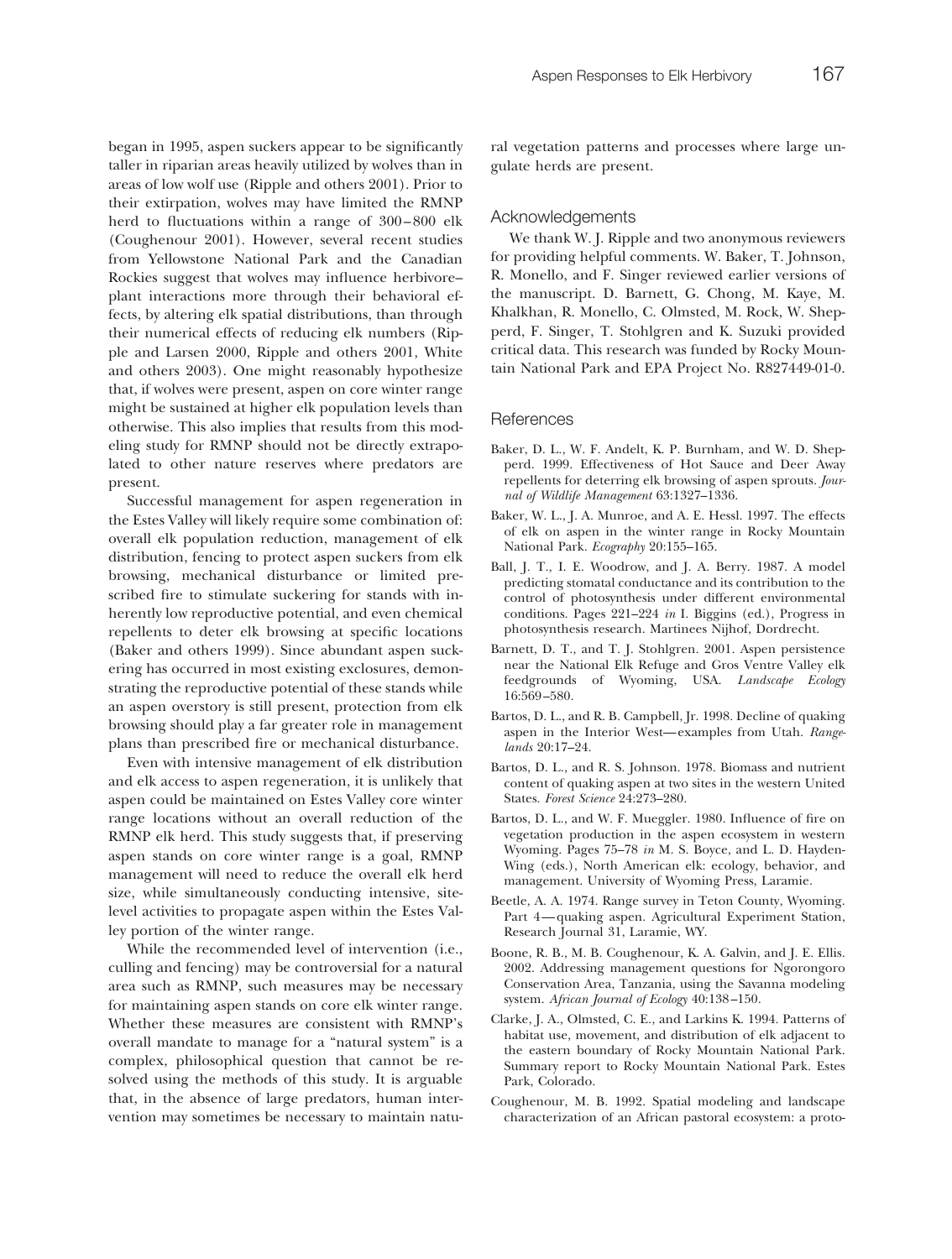began in 1995, aspen suckers appear to be significantly taller in riparian areas heavily utilized by wolves than in areas of low wolf use (Ripple and others 2001). Prior to their extirpation, wolves may have limited the RMNP herd to fluctuations within a range of 300–800 elk (Coughenour 2001). However, several recent studies from Yellowstone National Park and the Canadian Rockies suggest that wolves may influence herbivore–plant interactions more through their behavioral effects, by altering elk spatial distributions, than through their numerical effects of reducing elk numbers (Ripple and Larsen 2000, Ripple and others 2001, White and others 2003). One might reasonably hypothesize that, if wolves were present, aspen on core winter range might be sustained at higher elk population levels than otherwise. This also implies that results from this modeling study for RMNP should not be directly extrapolated to other nature reserves where predators are present.

Successful management for aspen regeneration in the Estes Valley will likely require some combination of: overall elk population reduction, management of elk distribution, fencing to protect aspen suckers from elk browsing, mechanical disturbance or limited prescribed fire to stimulate suckering for stands with inherently low reproductive potential, and even chemical repellents to deter elk browsing at specific locations (Baker and others 1999). Since abundant aspen suckering has occurred in most existing exclosures, demonstrating the reproductive potential of these stands while an aspen overstory is still present, protection from elk browsing should play a far greater role in management plans than prescribed fire or mechanical disturbance.

Even with intensive management of elk distribution and elk access to aspen regeneration, it is unlikely that aspen could be maintained on Estes Valley core winter range locations without an overall reduction of the RMNP elk herd. This study suggests that, if preserving aspen stands on core winter range is a goal, RMNP management will need to reduce the overall elk herd size, while simultaneously conducting intensive, site-level activities to propagate aspen within the Estes Valley portion of the winter range.

While the recommended level of intervention (i.e., culling and fencing) may be controversial for a natural area such as RMNP, such measures may be necessary for maintaining aspen stands on core elk winter range. Whether these measures are consistent with RMNP's overall mandate to manage for a "natural system" is a complex, philosophical question that cannot be resolved using the methods of this study. It is arguable that, in the absence of large predators, human intervention may sometimes be necessary to maintain natural vegetation patterns and processes where large ungulate herds are present.

## Acknowledgements

We thank W. J. Ripple and two anonymous reviewers for providing helpful comments. W. Baker, T. Johnson, R. Monello, and F. Singer reviewed earlier versions of the manuscript. D. Barnett, G. Chong, M. Kaye, M. Khalkhan, R. Monello, C. Olmsted, M. Rock, W. Shepperd, F. Singer, T. Stohlgren and K. Suzuki provided critical data. This research was funded by Rocky Mountain National Park and EPA Project No. R827449-01-0.

## References

Baker, D. L., W. F. Andelt, K. P. Burnham, and W. D. Shepperd. 1999. Effectiveness of Hot Sauce and Deer Away repellents for deterring elk browsing of aspen sprouts. *Journal of Wildlife Management* 63:1327–1336.

Baker, W. L., J. A. Munroe, and A. E. Hessl. 1997. The effects of elk on aspen in the winter range in Rocky Mountain National Park. *Ecography* 20:155–165.

Ball, J. T., I. E. Woodrow, and J. A. Berry. 1987. A model predicting stomatal conductance and its contribution to the control of photosynthesis under different environmental conditions. Pages 221–224 *in* I. Biggins (ed.), Progress in photosynthesis research. Martinees Nijhof, Dordrecht.

Barnett, D. T., and T. J. Stohlgren. 2001. Aspen persistence near the National Elk Refuge and Gros Ventre Valley elk feedgrounds of Wyoming, USA. *Landscape Ecology* 16:569–580.

Bartos, D. L., and R. B. Campbell, Jr. 1998. Decline of quaking aspen in the Interior West—examples from Utah. *Rangelands* 20:17–24.

Bartos, D. L., and R. S. Johnson. 1978. Biomass and nutrient content of quaking aspen at two sites in the western United States. *Forest Science* 24:273–280.

Bartos, D. L., and W. F. Mueggler. 1980. Influence of fire on vegetation production in the aspen ecosystem in western Wyoming. Pages 75–78 *in* M. S. Boyce, and L. D. Hayden-Wing (eds.), North American elk: ecology, behavior, and management. University of Wyoming Press, Laramie.

Beetle, A. A. 1974. Range survey in Teton County, Wyoming. Part 4—quaking aspen. Agricultural Experiment Station, Research Journal 31, Laramie, WY.

Boone, R. B., M. B. Coughenour, K. A. Galvin, and J. E. Ellis. 2002. Addressing management questions for Ngorongoro Conservation Area, Tanzania, using the Savanna modeling system. *African Journal of Ecology* 40:138–150.

Clarke, J. A., Olmsted, C. E., and Larkins K. 1994. Patterns of habitat use, movement, and distribution of elk adjacent to the eastern boundary of Rocky Mountain National Park. Summary report to Rocky Mountain National Park. Estes Park, Colorado.

Coughenour, M. B. 1992. Spatial modeling and landscape characterization of an African pastoral ecosystem: a proto-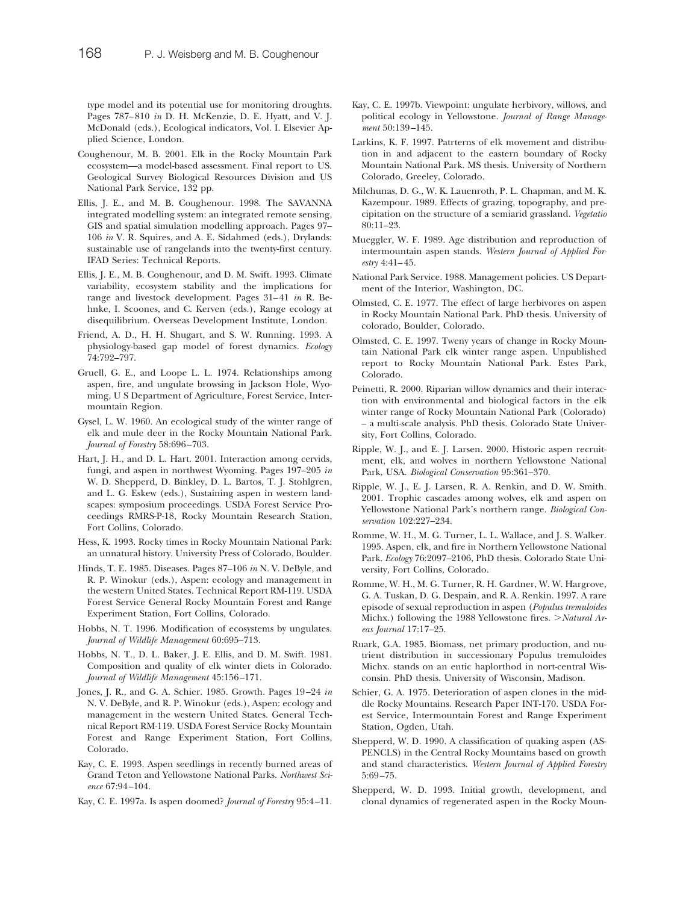type model and its potential use for monitoring droughts. Pages 787–810 *in* D. H. McKenzie, D. E. Hyatt, and V. J. McDonald (eds.), Ecological indicators, Vol. I. Elsevier Applied Science, London.

Coughenour, M. B. 2001. Elk in the Rocky Mountain Park ecosystem—a model-based assessment. Final report to US. Geological Survey Biological Resources Division and US National Park Service, 132 pp.

Ellis, J. E., and M. B. Coughenour. 1998. The SAVANNA integrated modelling system: an integrated remote sensing, GIS and spatial simulation modelling approach. Pages 97–106 *in* V. R. Squires, and A. E. Sidahmed (eds.), Drylands: sustainable use of rangelands into the twenty-first century. IFAD Series: Technical Reports.

Ellis, J. E., M. B. Coughenour, and D. M. Swift. 1993. Climate variability, ecosystem stability and the implications for range and livestock development. Pages 31–41 *in* R. Behnke, I. Scoones, and C. Kerven (eds.), Range ecology at disequilibrium. Overseas Development Institute, London.

Friend, A. D., H. H. Shugart, and S. W. Running. 1993. A physiology-based gap model of forest dynamics. *Ecology* 74:792–797.

Gruell, G. E., and Loope L. L. 1974. Relationships among aspen, fire, and ungulate browsing in Jackson Hole, Wyoming, U S Department of Agriculture, Forest Service, Intermountain Region.

Gysel, L. W. 1960. An ecological study of the winter range of elk and mule deer in the Rocky Mountain National Park. *Journal of Forestry* 58:696–703.

Hart, J. H., and D. L. Hart. 2001. Interaction among cervids, fungi, and aspen in northwest Wyoming. Pages 197–205 *in* W. D. Shepperd, D. Binkley, D. L. Bartos, T. J. Stohlgren, and L. G. Eskew (eds.), Sustaining aspen in western landscapes: symposium proceedings. USDA Forest Service Proceedings RMRS-P-18, Rocky Mountain Research Station, Fort Collins, Colorado.

Hess, K. 1993. Rocky times in Rocky Mountain National Park: an unnatural history. University Press of Colorado, Boulder.

Hinds, T. E. 1985. Diseases. Pages 87–106 *in* N. V. DeByle, and R. P. Winokur (eds.), Aspen: ecology and management in the western United States. Technical Report RM-119. USDA Forest Service General Rocky Mountain Forest and Range Experiment Station, Fort Collins, Colorado.

Hobbs, N. T. 1996. Modification of ecosystems by ungulates. *Journal of Wildlife Management* 60:695–713.

Hobbs, N. T., D. L. Baker, J. E. Ellis, and D. M. Swift. 1981. Composition and quality of elk winter diets in Colorado. *Journal of Wildlife Management* 45:156–171.

Jones, J. R., and G. A. Schier. 1985. Growth. Pages 19–24 *in* N. V. DeByle, and R. P. Winokur (eds.), Aspen: ecology and management in the western United States. General Technical Report RM-119. USDA Forest Service Rocky Mountain Forest and Range Experiment Station, Fort Collins, Colorado.

Kay, C. E. 1993. Aspen seedlings in recently burned areas of Grand Teton and Yellowstone National Parks. *Northwest Science* 67:94–104.

Kay, C. E. 1997a. Is aspen doomed? *Journal of Forestry* 95:4–11.

Kay, C. E. 1997b. Viewpoint: ungulate herbivory, willows, and political ecology in Yellowstone. *Journal of Range Management* 50:139–145.

Larkins, K. F. 1997. Patrterns of elk movement and distribution in and adjacent to the eastern boundary of Rocky Mountain National Park. MS thesis. University of Northern Colorado, Greeley, Colorado.

Milchunas, D. G., W. K. Lauenroth, P. L. Chapman, and M. K. Kazempour. 1989. Effects of grazing, topography, and precipitation on the structure of a semiarid grassland. *Vegetatio* 80:11–23.

Mueggler, W. F. 1989. Age distribution and reproduction of intermountain aspen stands. *Western Journal of Applied Forestry* 4:41–45.

National Park Service. 1988. Management policies. US Department of the Interior, Washington, DC.

Olmsted, C. E. 1977. The effect of large herbivores on aspen in Rocky Mountain National Park. PhD thesis. University of colorado, Boulder, Colorado.

Olmsted, C. E. 1997. Tweny years of change in Rocky Mountain National Park elk winter range aspen. Unpublished report to Rocky Mountain National Park. Estes Park, Colorado.

Peinetti, R. 2000. Riparian willow dynamics and their interaction with environmental and biological factors in the elk winter range of Rocky Mountain National Park (Colorado) – a multi-scale analysis. PhD thesis. Colorado State University, Fort Collins, Colorado.

Ripple, W. J., and E. J. Larsen. 2000. Historic aspen recruitment, elk, and wolves in northern Yellowstone National Park, USA. *Biological Conservation* 95:361–370.

Ripple, W. J., E. J. Larsen, R. A. Renkin, and D. W. Smith. 2001. Trophic cascades among wolves, elk and aspen on Yellowstone National Park's northern range. *Biological Conservation* 102:227–234.

Romme, W. H., M. G. Turner, L. L. Wallace, and J. S. Walker. 1995. Aspen, elk, and fire in Northern Yellowstone National Park. *Ecology* 76:2097–2106, PhD thesis. Colorado State University, Fort Collins, Colorado.

Romme, W. H., M. G. Turner, R. H. Gardner, W. W. Hargrove, G. A. Tuskan, D. G. Despain, and R. A. Renkin. 1997. A rare episode of sexual reproduction in aspen (*Populus tremuloides* Michx.) following the 1988 Yellowstone fires. >*Natural Areas Journal* 17:17–25.

Ruark, G.A. 1985. Biomass, net primary production, and nutrient distribution in successionary Populus tremuloides Michx. stands on an entic haplorthod in nort-central Wisconsin. PhD thesis. University of Wisconsin, Madison.

Schier, G. A. 1975. Deterioration of aspen clones in the middle Rocky Mountains. Research Paper INT-170. USDA Forest Service, Intermountain Forest and Range Experiment Station, Ogden, Utah.

Shepperd, W. D. 1990. A classification of quaking aspen (ASPENCLS) in the Central Rocky Mountains based on growth and stand characteristics. *Western Journal of Applied Forestry* 5:69–75.

Shepperd, W. D. 1993. Initial growth, development, and clonal dynamics of regenerated aspen in the Rocky Moun-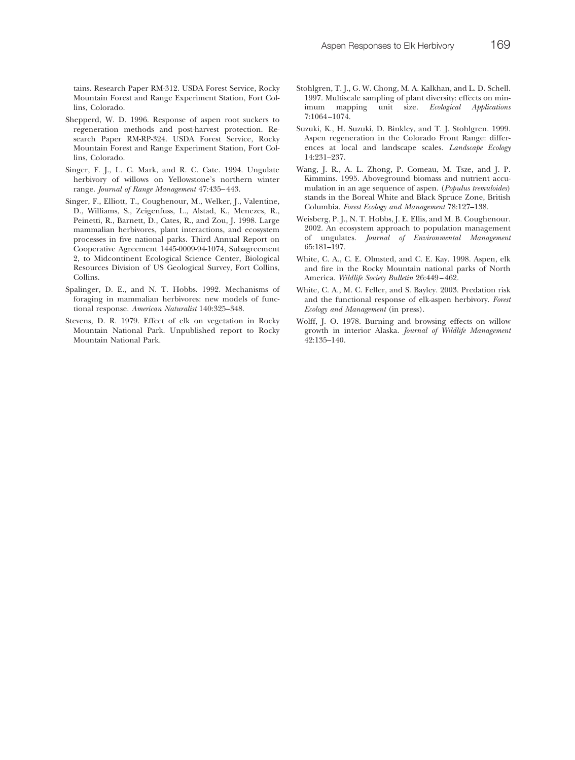tains. Research Paper RM-312. USDA Forest Service, Rocky Mountain Forest and Range Experiment Station, Fort Collins, Colorado.

Shepperd, W. D. 1996. Response of aspen root suckers to regeneration methods and post-harvest protection. Research Paper RM-RP-324. USDA Forest Service, Rocky Mountain Forest and Range Experiment Station, Fort Collins, Colorado.

Singer, F. J., L. C. Mark, and R. C. Cate. 1994. Ungulate herbivory of willows on Yellowstone's northern winter range. *Journal of Range Management* 47:435–443.

Singer, F., Elliott, T., Coughenour, M., Welker, J., Valentine, D., Williams, S., Zeigenfuss, L., Alstad, K., Menezes, R., Peinetti, R., Barnett, D., Cates, R., and Zou, J. 1998. Large mammalian herbivores, plant interactions, and ecosystem processes in five national parks. Third Annual Report on Cooperative Agreement 1445-0009-94-1074, Subagreement 2, to Midcontinent Ecological Science Center, Biological Resources Division of US Geological Survey, Fort Collins, Collins.

Spalinger, D. E., and N. T. Hobbs. 1992. Mechanisms of foraging in mammalian herbivores: new models of functional response. *American Naturalist* 140:325–348.

Stevens, D. R. 1979. Effect of elk on vegetation in Rocky Mountain National Park. Unpublished report to Rocky Mountain National Park.

Stohlgren, T. J., G. W. Chong, M. A. Kalkhan, and L. D. Schell. 1997. Multiscale sampling of plant diversity: effects on minimum mapping unit size. *Ecological Applications* 7:1064–1074.

Suzuki, K., H. Suzuki, D. Binkley, and T. J. Stohlgren. 1999. Aspen regeneration in the Colorado Front Range: differences at local and landscape scales. *Landscape Ecology* 14:231–237.

Wang, J. R., A. L. Zhong, P. Comeau, M. Tsze, and J. P. Kimmins. 1995. Aboveground biomass and nutrient accumulation in an age sequence of aspen. (*Populus tremuloides*) stands in the Boreal White and Black Spruce Zone, British Columbia. *Forest Ecology and Management* 78:127–138.

Weisberg, P. J., N. T. Hobbs, J. E. Ellis, and M. B. Coughenour. 2002. An ecosystem approach to population management of ungulates. *Journal of Environmental Management* 65:181–197.

White, C. A., C. E. Olmsted, and C. E. Kay. 1998. Aspen, elk and fire in the Rocky Mountain national parks of North America. *Wildlife Society Bulletin* 26:449–462.

White, C. A., M. C. Feller, and S. Bayley. 2003. Predation risk and the functional response of elk-aspen herbivory. *Forest Ecology and Management* (in press).

Wolff, J. O. 1978. Burning and browsing effects on willow growth in interior Alaska. *Journal of Wildlife Management* 42:135–140.